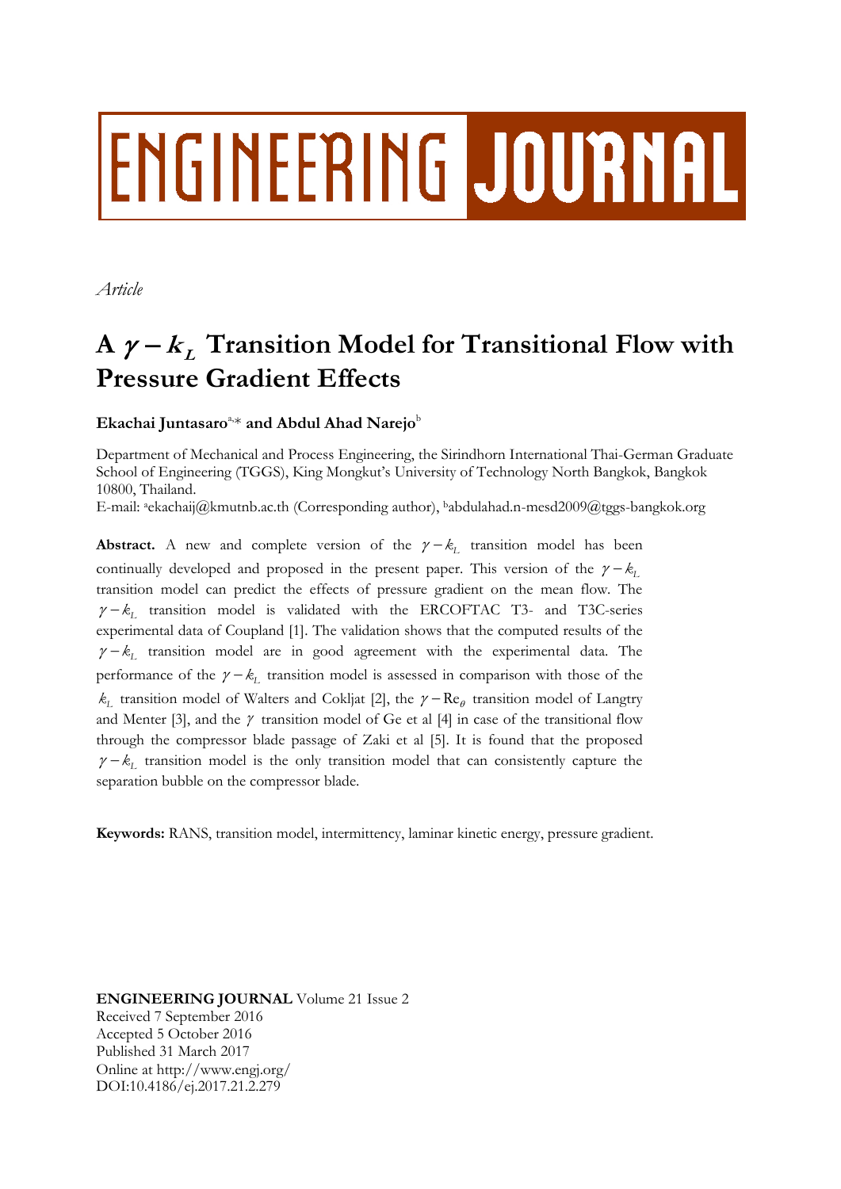ENGINEERING JOURNAL

*Article*

# A $\gamma - k_L$ Transition Model for Transitional Flow with Pressure Gradient Effects

**Ekachai Juntasaro**[a,*] **and Abdul Ahad Narejo**[b]

Department of Mechanical and Process Engineering, the Sirindhorn International Thai-German Graduate School of Engineering (TGGS), King Mongkut's University of Technology North Bangkok, Bangkok 10800, Thailand.

E-mail: [a]ekachaij@kmutnb.ac.th (Corresponding author), [b]abdulahad.n-mesd2009@tggs-bangkok.org

**Abstract.** A new and complete version of the $\gamma - k_L$ transition model has been continually developed and proposed in the present paper. This version of the $\gamma - k_L$ transition model can predict the effects of pressure gradient on the mean flow. The $\gamma - k_L$ transition model is validated with the ERCOFTAC T3- and T3C-series experimental data of Coupland [1]. The validation shows that the computed results of the $\gamma - k_L$ transition model are in good agreement with the experimental data. The performance of the $\gamma - k_L$ transition model is assessed in comparison with those of the $k_L$ transition model of Walters and Cokljat [2], the $\gamma - \mathrm{Re}_\theta$ transition model of Langtry and Menter [3], and the $\gamma$ transition model of Ge et al [4] in case of the transitional flow through the compressor blade passage of Zaki et al [5]. It is found that the proposed $\gamma - k_L$ transition model is the only transition model that can consistently capture the separation bubble on the compressor blade.

**Keywords:** RANS, transition model, intermittency, laminar kinetic energy, pressure gradient.

**ENGINEERING JOURNAL** Volume 21 Issue 2
Received 7 September 2016
Accepted 5 October 2016
Published 31 March 2017
Online at http://www.engj.org/
DOI:10.4186/ej.2017.21.2.279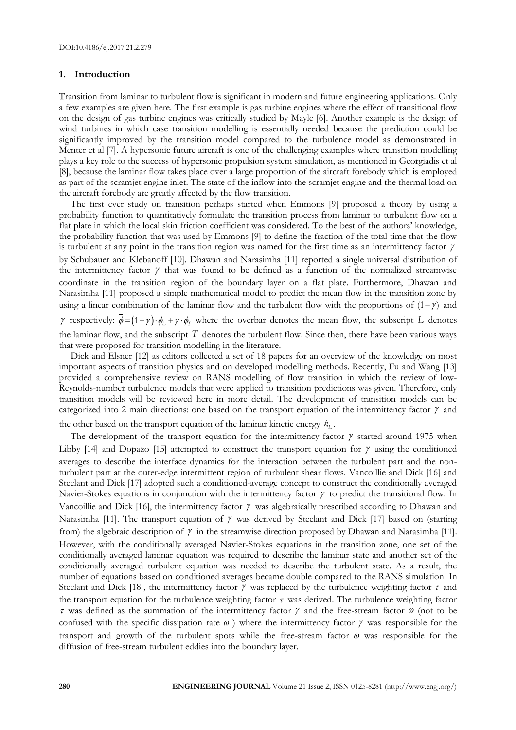## 1. Introduction

Transition from laminar to turbulent flow is significant in modern and future engineering applications. Only a few examples are given here. The first example is gas turbine engines where the effect of transitional flow on the design of gas turbine engines was critically studied by Mayle [6]. Another example is the design of wind turbines in which case transition modelling is essentially needed because the prediction could be significantly improved by the transition model compared to the turbulence model as demonstrated in Menter et al [7]. A hypersonic future aircraft is one of the challenging examples where transition modelling plays a key role to the success of hypersonic propulsion system simulation, as mentioned in Georgiadis et al [8], because the laminar flow takes place over a large proportion of the aircraft forebody which is employed as part of the scramjet engine inlet. The state of the inflow into the scramjet engine and the thermal load on the aircraft forebody are greatly affected by the flow transition.

The first ever study on transition perhaps started when Emmons [9] proposed a theory by using a probability function to quantitatively formulate the transition process from laminar to turbulent flow on a flat plate in which the local skin friction coefficient was considered. To the best of the authors' knowledge, the probability function that was used by Emmons [9] to define the fraction of the total time that the flow is turbulent at any point in the transition region was named for the first time as an intermittency factor $\gamma$ by Schubauer and Klebanoff [10]. Dhawan and Narasimha [11] reported a single universal distribution of the intermittency factor $\gamma$ that was found to be defined as a function of the normalized streamwise coordinate in the transition region of the boundary layer on a flat plate. Furthermore, Dhawan and Narasimha [11] proposed a simple mathematical model to predict the mean flow in the transition zone by using a linear combination of the laminar flow and the turbulent flow with the proportions of $(1-\gamma)$ and $\gamma$ respectively: $\overline{\phi}=(1-\gamma)\cdot\phi_L+\gamma\cdot\phi_T$ where the overbar denotes the mean flow, the subscript $L$ denotes the laminar flow, and the subscript $T$ denotes the turbulent flow. Since then, there have been various ways that were proposed for transition modelling in the literature.

Dick and Elsner [12] as editors collected a set of 18 papers for an overview of the knowledge on most important aspects of transition physics and on developed modelling methods. Recently, Fu and Wang [13] provided a comprehensive review on RANS modelling of flow transition in which the review of low-Reynolds-number turbulence models that were applied to transition predictions was given. Therefore, only transition models will be reviewed here in more detail. The development of transition models can be categorized into 2 main directions: one based on the transport equation of the intermittency factor $\gamma$ and the other based on the transport equation of the laminar kinetic energy $k_L$.

The development of the transport equation for the intermittency factor $\gamma$ started around 1975 when Libby [14] and Dopazo [15] attempted to construct the transport equation for $\gamma$ using the conditioned averages to describe the interface dynamics for the interaction between the turbulent part and the non-turbulent part at the outer-edge intermittent region of turbulent shear flows. Vancoillie and Dick [16] and Steelant and Dick [17] adopted such a conditioned-average concept to construct the conditionally averaged Navier-Stokes equations in conjunction with the intermittency factor $\gamma$ to predict the transitional flow. In Vancoillie and Dick [16], the intermittency factor $\gamma$ was algebraically prescribed according to Dhawan and Narasimha [11]. The transport equation of $\gamma$ was derived by Steelant and Dick [17] based on (starting from) the algebraic description of $\gamma$ in the streamwise direction proposed by Dhawan and Narasimha [11]. However, with the conditionally averaged Navier-Stokes equations in the transition zone, one set of the conditionally averaged laminar equation was required to describe the laminar state and another set of the conditionally averaged turbulent equation was needed to describe the turbulent state. As a result, the number of equations based on conditioned averages became double compared to the RANS simulation. In Steelant and Dick [18], the intermittency factor $\gamma$ was replaced by the turbulence weighting factor $\tau$ and the transport equation for the turbulence weighting factor $\tau$ was derived. The turbulence weighting factor $\tau$ was defined as the summation of the intermittency factor $\gamma$ and the free-stream factor $\omega$ (not to be confused with the specific dissipation rate $\omega$) where the intermittency factor $\gamma$ was responsible for the transport and growth of the turbulent spots while the free-stream factor $\omega$ was responsible for the diffusion of free-stream turbulent eddies into the boundary layer.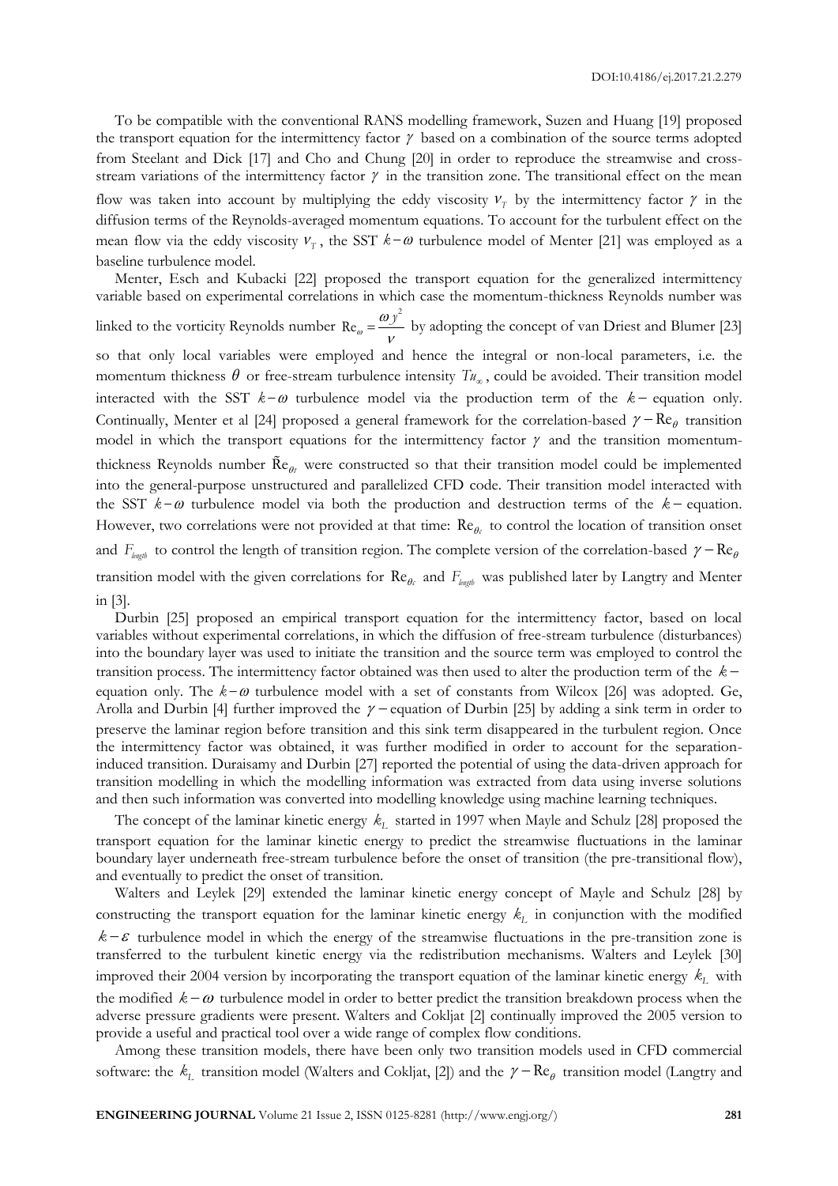To be compatible with the conventional RANS modelling framework, Suzen and Huang [19] proposed the transport equation for the intermittency factor $\gamma$ based on a combination of the source terms adopted from Steelant and Dick [17] and Cho and Chung [20] in order to reproduce the streamwise and cross-stream variations of the intermittency factor $\gamma$ in the transition zone. The transitional effect on the mean flow was taken into account by multiplying the eddy viscosity $\nu_T$ by the intermittency factor $\gamma$ in the diffusion terms of the Reynolds-averaged momentum equations. To account for the turbulent effect on the mean flow via the eddy viscosity $\nu_T$, the SST $k-\omega$ turbulence model of Menter [21] was employed as a baseline turbulence model.

Menter, Esch and Kubacki [22] proposed the transport equation for the generalized intermittency variable based on experimental correlations in which case the momentum-thickness Reynolds number was linked to the vorticity Reynolds number $\mathrm{Re}_\omega = \dfrac{\omega y^2}{\nu}$ by adopting the concept of van Driest and Blumer [23] so that only local variables were employed and hence the integral or non-local parameters, i.e. the momentum thickness $\theta$ or free-stream turbulence intensity $Tu_\infty$, could be avoided. Their transition model interacted with the SST $k-\omega$ turbulence model via the production term of the $k-$ equation only. Continually, Menter et al [24] proposed a general framework for the correlation-based $\gamma - \mathrm{Re}_\theta$ transition model in which the transport equations for the intermittency factor $\gamma$ and the transition momentum-thickness Reynolds number $\tilde{\mathrm{R}}\mathrm{e}_{\theta t}$ were constructed so that their transition model could be implemented into the general-purpose unstructured and parallelized CFD code. Their transition model interacted with the SST $k-\omega$ turbulence model via both the production and destruction terms of the $k-$ equation. However, two correlations were not provided at that time: $\mathrm{Re}_{\theta c}$ to control the location of transition onset and $F_{length}$ to control the length of transition region. The complete version of the correlation-based $\gamma - \mathrm{Re}_\theta$ transition model with the given correlations for $\mathrm{Re}_{\theta c}$ and $F_{length}$ was published later by Langtry and Menter in [3].

Durbin [25] proposed an empirical transport equation for the intermittency factor, based on local variables without experimental correlations, in which the diffusion of free-stream turbulence (disturbances) into the boundary layer was used to initiate the transition and the source term was employed to control the transition process. The intermittency factor obtained was then used to alter the production term of the $k-$ equation only. The $k-\omega$ turbulence model with a set of constants from Wilcox [26] was adopted. Ge, Arolla and Durbin [4] further improved the $\gamma-$equation of Durbin [25] by adding a sink term in order to preserve the laminar region before transition and this sink term disappeared in the turbulent region. Once the intermittency factor was obtained, it was further modified in order to account for the separation-induced transition. Duraisamy and Durbin [27] reported the potential of using the data-driven approach for transition modelling in which the modelling information was extracted from data using inverse solutions and then such information was converted into modelling knowledge using machine learning techniques.

The concept of the laminar kinetic energy $k_L$ started in 1997 when Mayle and Schulz [28] proposed the transport equation for the laminar kinetic energy to predict the streamwise fluctuations in the laminar boundary layer underneath free-stream turbulence before the onset of transition (the pre-transitional flow), and eventually to predict the onset of transition.

Walters and Leylek [29] extended the laminar kinetic energy concept of Mayle and Schulz [28] by constructing the transport equation for the laminar kinetic energy $k_L$ in conjunction with the modified $k-\varepsilon$ turbulence model in which the energy of the streamwise fluctuations in the pre-transition zone is transferred to the turbulent kinetic energy via the redistribution mechanisms. Walters and Leylek [30] improved their 2004 version by incorporating the transport equation of the laminar kinetic energy $k_L$ with the modified $k-\omega$ turbulence model in order to better predict the transition breakdown process when the adverse pressure gradients were present. Walters and Cokljat [2] continually improved the 2005 version to provide a useful and practical tool over a wide range of complex flow conditions.

Among these transition models, there have been only two transition models used in CFD commercial software: the $k_L$ transition model (Walters and Cokljat, [2]) and the $\gamma - \mathrm{Re}_\theta$ transition model (Langtry and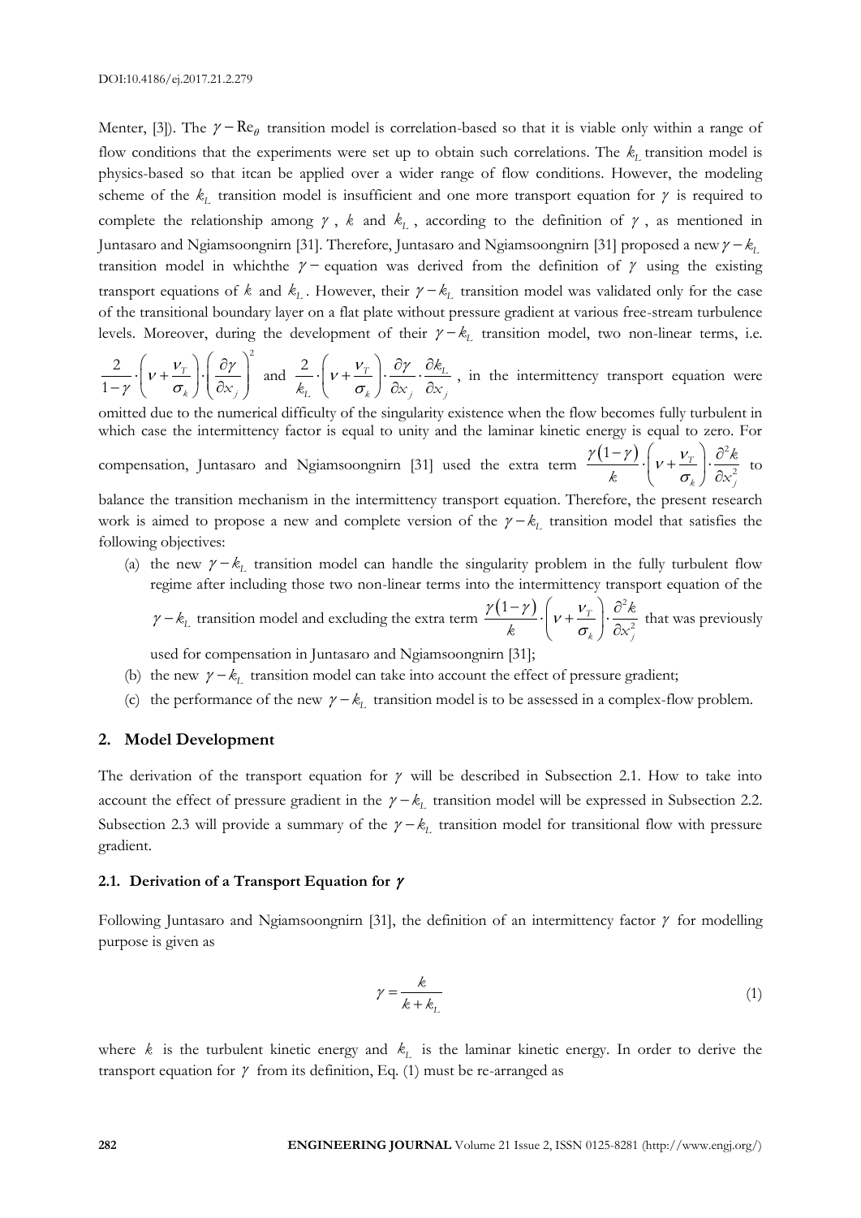Menter, [3]). The $\gamma - \mathrm{Re}_\theta$ transition model is correlation-based so that it is viable only within a range of flow conditions that the experiments were set up to obtain such correlations. The $k_L$ transition model is physics-based so that itcan be applied over a wider range of flow conditions. However, the modeling scheme of the $k_L$ transition model is insufficient and one more transport equation for $\gamma$ is required to complete the relationship among $\gamma$, $k$ and $k_L$, according to the definition of $\gamma$, as mentioned in Juntasaro and Ngiamsoongnirn [31]. Therefore, Juntasaro and Ngiamsoongnirn [31] proposed a new $\gamma - k_L$ transition model in whichthe $\gamma -$ equation was derived from the definition of $\gamma$ using the existing transport equations of $k$ and $k_L$. However, their $\gamma - k_L$ transition model was validated only for the case of the transitional boundary layer on a flat plate without pressure gradient at various free-stream turbulence levels. Moreover, during the development of their $\gamma - k_L$ transition model, two non-linear terms, i.e. $\frac{2}{1-\gamma}\cdot\left(\nu+\frac{\nu_T}{\sigma_k}\right)\cdot\left(\frac{\partial\gamma}{\partial x_j}\right)^2$ and $\frac{2}{k_L}\cdot\left(\nu+\frac{\nu_T}{\sigma_k}\right)\cdot\frac{\partial\gamma}{\partial x_j}\cdot\frac{\partial k_L}{\partial x_j}$, in the intermittency transport equation were omitted due to the numerical difficulty of the singularity existence when the flow becomes fully turbulent in which case the intermittency factor is equal to unity and the laminar kinetic energy is equal to zero. For compensation, Juntasaro and Ngiamsoongnirn [31] used the extra term $\frac{\gamma(1-\gamma)}{k}\cdot\left(\nu+\frac{\nu_T}{\sigma_k}\right)\cdot\frac{\partial^2 k}{\partial x_j^2}$ to balance the transition mechanism in the intermittency transport equation. Therefore, the present research work is aimed to propose a new and complete version of the $\gamma - k_L$ transition model that satisfies the following objectives:

(a) the new $\gamma - k_L$ transition model can handle the singularity problem in the fully turbulent flow regime after including those two non-linear terms into the intermittency transport equation of the $\gamma - k_L$ transition model and excluding the extra term $\frac{\gamma(1-\gamma)}{k}\cdot\left(\nu+\frac{\nu_T}{\sigma_k}\right)\cdot\frac{\partial^2 k}{\partial x_j^2}$ that was previously used for compensation in Juntasaro and Ngiamsoongnirn [31];

(b) the new $\gamma - k_L$ transition model can take into account the effect of pressure gradient;

(c) the performance of the new $\gamma - k_L$ transition model is to be assessed in a complex-flow problem.

## 2. Model Development

The derivation of the transport equation for $\gamma$ will be described in Subsection 2.1. How to take into account the effect of pressure gradient in the $\gamma - k_L$ transition model will be expressed in Subsection 2.2. Subsection 2.3 will provide a summary of the $\gamma - k_L$ transition model for transitional flow with pressure gradient.

### 2.1. Derivation of a Transport Equation for $\gamma$

Following Juntasaro and Ngiamsoongnirn [31], the definition of an intermittency factor $\gamma$ for modelling purpose is given as

$$\gamma = \frac{k}{k + k_L} \tag{1}$$

where $k$ is the turbulent kinetic energy and $k_L$ is the laminar kinetic energy. In order to derive the transport equation for $\gamma$ from its definition, Eq. (1) must be re-arranged as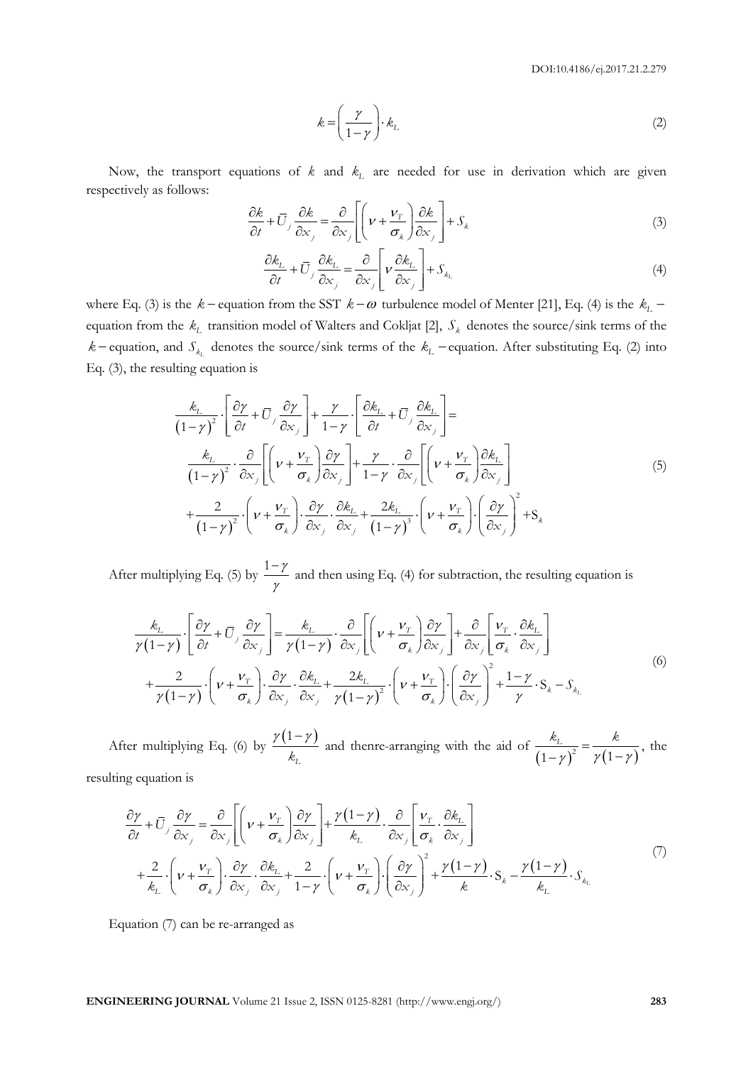$$k = \left(\frac{\gamma}{1-\gamma}\right) \cdot k_L \tag{2}$$

Now, the transport equations of $k$ and $k_L$ are needed for use in derivation which are given respectively as follows:

$$\frac{\partial k}{\partial t} + \bar{U}_j \frac{\partial k}{\partial x_j} = \frac{\partial}{\partial x_j}\left[\left(\nu + \frac{\nu_T}{\sigma_k}\right)\frac{\partial k}{\partial x_j}\right] + S_k \tag{3}$$

$$\frac{\partial k_L}{\partial t} + \bar{U}_j \frac{\partial k_L}{\partial x_j} = \frac{\partial}{\partial x_j}\left[\nu \frac{\partial k_L}{\partial x_j}\right] + S_{k_L} \tag{4}$$

where Eq. (3) is the $k-$equation from the SST $k-\omega$ turbulence model of Menter [21], Eq. (4) is the $k_L-$equation from the $k_L$ transition model of Walters and Cokljat [2], $S_k$ denotes the source/sink terms of the $k-$equation, and $S_{k_L}$ denotes the source/sink terms of the $k_L-$equation. After substituting Eq. (2) into Eq. (3), the resulting equation is

$$\begin{aligned}
&\frac{k_L}{(1-\gamma)^2} \cdot \left[\frac{\partial \gamma}{\partial t} + \bar{U}_j \frac{\partial \gamma}{\partial x_j}\right] + \frac{\gamma}{1-\gamma} \cdot \left[\frac{\partial k_L}{\partial t} + \bar{U}_j \frac{\partial k_L}{\partial x_j}\right] = \\
&\frac{k_L}{(1-\gamma)^2} \cdot \frac{\partial}{\partial x_j}\left[\left(\nu + \frac{\nu_T}{\sigma_k}\right)\frac{\partial \gamma}{\partial x_j}\right] + \frac{\gamma}{1-\gamma} \cdot \frac{\partial}{\partial x_j}\left[\left(\nu + \frac{\nu_T}{\sigma_k}\right)\frac{\partial k_L}{\partial x_j}\right] \\
&+ \frac{2}{(1-\gamma)^2} \cdot \left(\nu + \frac{\nu_T}{\sigma_k}\right) \cdot \frac{\partial \gamma}{\partial x_j} \cdot \frac{\partial k_L}{\partial x_j} + \frac{2k_L}{(1-\gamma)^3} \cdot \left(\nu + \frac{\nu_T}{\sigma_k}\right) \cdot \left(\frac{\partial \gamma}{\partial x_j}\right)^2 + S_k
\end{aligned} \tag{5}$$

After multiplying Eq. (5) by $\frac{1-\gamma}{\gamma}$ and then using Eq. (4) for subtraction, the resulting equation is

$$\begin{aligned}
&\frac{k_L}{\gamma(1-\gamma)} \cdot \left[\frac{\partial \gamma}{\partial t} + \bar{U}_j \frac{\partial \gamma}{\partial x_j}\right] = \frac{k_L}{\gamma(1-\gamma)} \cdot \frac{\partial}{\partial x_j}\left[\left(\nu + \frac{\nu_T}{\sigma_k}\right)\frac{\partial \gamma}{\partial x_j}\right] + \frac{\partial}{\partial x_j}\left[\frac{\nu_T}{\sigma_k} \cdot \frac{\partial k_L}{\partial x_j}\right] \\
&+ \frac{2}{\gamma(1-\gamma)} \cdot \left(\nu + \frac{\nu_T}{\sigma_k}\right) \cdot \frac{\partial \gamma}{\partial x_j} \cdot \frac{\partial k_L}{\partial x_j} + \frac{2k_L}{\gamma(1-\gamma)^2} \cdot \left(\nu + \frac{\nu_T}{\sigma_k}\right) \cdot \left(\frac{\partial \gamma}{\partial x_j}\right)^2 + \frac{1-\gamma}{\gamma} \cdot S_k - S_{k_L}
\end{aligned} \tag{6}$$

After multiplying Eq. (6) by $\frac{\gamma(1-\gamma)}{k_L}$ and thenre-arranging with the aid of $\frac{k_L}{(1-\gamma)^2} = \frac{k}{\gamma(1-\gamma)}$, the resulting equation is

$$\begin{aligned}
&\frac{\partial \gamma}{\partial t} + \bar{U}_j \frac{\partial \gamma}{\partial x_j} = \frac{\partial}{\partial x_j}\left[\left(\nu + \frac{\nu_T}{\sigma_k}\right)\frac{\partial \gamma}{\partial x_j}\right] + \frac{\gamma(1-\gamma)}{k_L} \cdot \frac{\partial}{\partial x_j}\left[\frac{\nu_T}{\sigma_k} \cdot \frac{\partial k_L}{\partial x_j}\right] \\
&+ \frac{2}{k_L} \cdot \left(\nu + \frac{\nu_T}{\sigma_k}\right) \cdot \frac{\partial \gamma}{\partial x_j} \cdot \frac{\partial k_L}{\partial x_j} + \frac{2}{1-\gamma} \cdot \left(\nu + \frac{\nu_T}{\sigma_k}\right) \cdot \left(\frac{\partial \gamma}{\partial x_j}\right)^2 + \frac{\gamma(1-\gamma)}{k} \cdot S_k - \frac{\gamma(1-\gamma)}{k_L} \cdot S_{k_L}
\end{aligned} \tag{7}$$

Equation (7) can be re-arranged as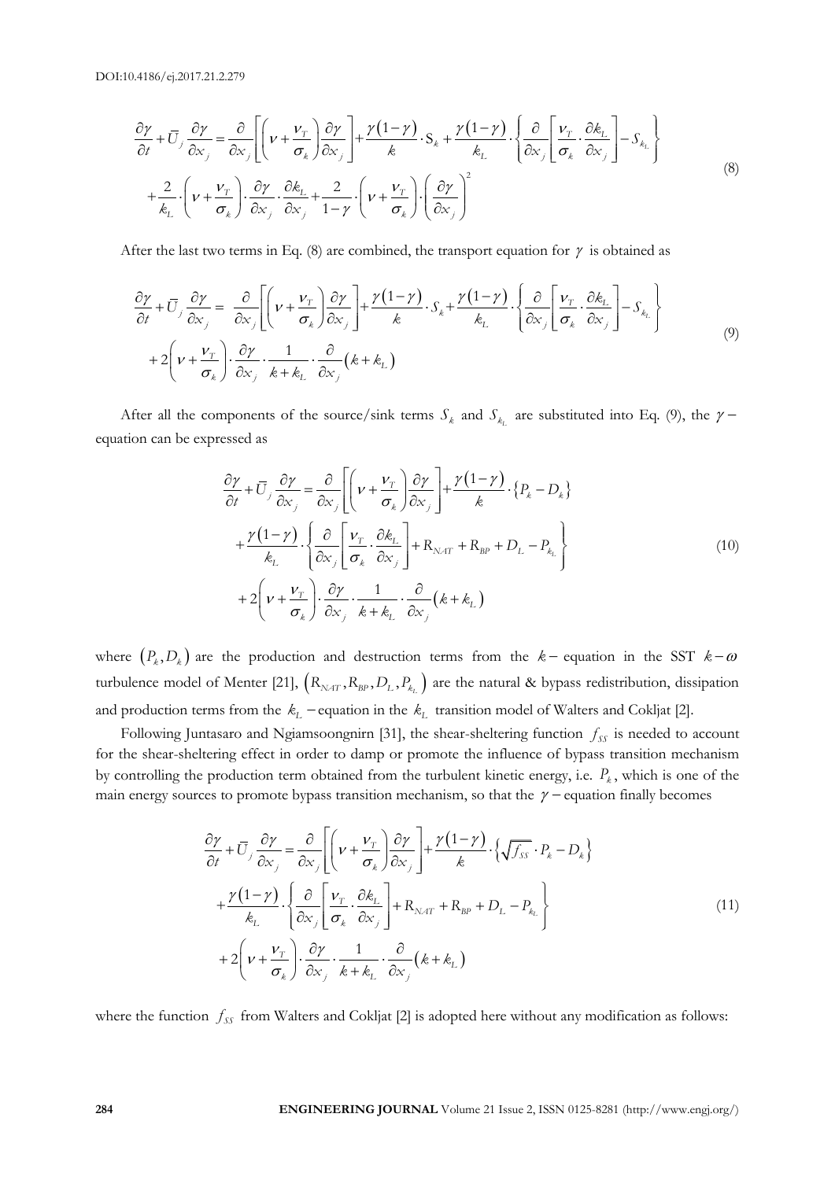$$
\begin{aligned}
\frac{\partial \gamma}{\partial t}+\bar{U}_j \frac{\partial \gamma}{\partial x_j}=& \frac{\partial}{\partial x_j}\left[\left(\nu+\frac{\nu_T}{\sigma_k}\right)\frac{\partial \gamma}{\partial x_j}\right]+\frac{\gamma(1-\gamma)}{k}\cdot \mathrm{S}_k+\frac{\gamma(1-\gamma)}{k_L}\cdot\left\{\frac{\partial}{\partial x_j}\left[\frac{\nu_T}{\sigma_k}\cdot\frac{\partial k_L}{\partial x_j}\right]-S_{k_L}\right\} \\
&+\frac{2}{k_L}\cdot\left(\nu+\frac{\nu_T}{\sigma_k}\right)\cdot\frac{\partial \gamma}{\partial x_j}\cdot\frac{\partial k_L}{\partial x_j}+\frac{2}{1-\gamma}\cdot\left(\nu+\frac{\nu_T}{\sigma_k}\right)\cdot\left(\frac{\partial \gamma}{\partial x_j}\right)^2
\end{aligned}
\tag{8}
$$

After the last two terms in Eq. (8) are combined, the transport equation for $\gamma$ is obtained as

$$
\begin{aligned}
\frac{\partial \gamma}{\partial t}+\bar{U}_j \frac{\partial \gamma}{\partial x_j}=& \frac{\partial}{\partial x_j}\left[\left(\nu+\frac{\nu_T}{\sigma_k}\right)\frac{\partial \gamma}{\partial x_j}\right]+\frac{\gamma(1-\gamma)}{k}\cdot S_k+\frac{\gamma(1-\gamma)}{k_L}\cdot\left\{\frac{\partial}{\partial x_j}\left[\frac{\nu_T}{\sigma_k}\cdot\frac{\partial k_L}{\partial x_j}\right]-S_{k_L}\right\} \\
&+2\left(\nu+\frac{\nu_T}{\sigma_k}\right)\cdot\frac{\partial \gamma}{\partial x_j}\cdot\frac{1}{k+k_L}\cdot\frac{\partial}{\partial x_j}\left(k+k_L\right)
\end{aligned}
\tag{9}
$$

After all the components of the source/sink terms $S_k$ and $S_{k_L}$ are substituted into Eq. (9), the $\gamma-$equation can be expressed as

$$
\begin{aligned}
\frac{\partial \gamma}{\partial t}+\bar{U}_j \frac{\partial \gamma}{\partial x_j}=& \frac{\partial}{\partial x_j}\left[\left(\nu+\frac{\nu_T}{\sigma_k}\right)\frac{\partial \gamma}{\partial x_j}\right]+\frac{\gamma(1-\gamma)}{k}\cdot\left\{P_k-D_k\right\} \\
&+\frac{\gamma(1-\gamma)}{k_L}\cdot\left\{\frac{\partial}{\partial x_j}\left[\frac{\nu_T}{\sigma_k}\cdot\frac{\partial k_L}{\partial x_j}\right]+\mathrm{R}_{NAT}+\mathrm{R}_{BP}+D_L-P_{k_L}\right\} \\
&+2\left(\nu+\frac{\nu_T}{\sigma_k}\right)\cdot\frac{\partial \gamma}{\partial x_j}\cdot\frac{1}{k+k_L}\cdot\frac{\partial}{\partial x_j}\left(k+k_L\right)
\end{aligned}
\tag{10}
$$

where $\left(P_k, D_k\right)$ are the production and destruction terms from the $k-$equation in the SST $k-\omega$ turbulence model of Menter [21], $\left(R_{NAT}, R_{BP}, D_L, P_{k_L}\right)$ are the natural & bypass redistribution, dissipation and production terms from the $k_L-$equation in the $k_L$ transition model of Walters and Cokljat [2].

Following Juntasaro and Ngiamsoongnirn [31], the shear-sheltering function $f_{SS}$ is needed to account for the shear-sheltering effect in order to damp or promote the influence of bypass transition mechanism by controlling the production term obtained from the turbulent kinetic energy, i.e. $P_k$, which is one of the main energy sources to promote bypass transition mechanism, so that the $\gamma-$equation finally becomes

$$
\begin{aligned}
\frac{\partial \gamma}{\partial t}+\bar{U}_j \frac{\partial \gamma}{\partial x_j}=& \frac{\partial}{\partial x_j}\left[\left(\nu+\frac{\nu_T}{\sigma_k}\right)\frac{\partial \gamma}{\partial x_j}\right]+\frac{\gamma(1-\gamma)}{k}\cdot\left\{\sqrt{f_{SS}}\cdot P_k-D_k\right\} \\
&+\frac{\gamma(1-\gamma)}{k_L}\cdot\left\{\frac{\partial}{\partial x_j}\left[\frac{\nu_T}{\sigma_k}\cdot\frac{\partial k_L}{\partial x_j}\right]+\mathrm{R}_{NAT}+\mathrm{R}_{BP}+D_L-P_{k_L}\right\} \\
&+2\left(\nu+\frac{\nu_T}{\sigma_k}\right)\cdot\frac{\partial \gamma}{\partial x_j}\cdot\frac{1}{k+k_L}\cdot\frac{\partial}{\partial x_j}\left(k+k_L\right)
\end{aligned}
\tag{11}
$$

where the function $f_{SS}$ from Walters and Cokljat [2] is adopted here without any modification as follows: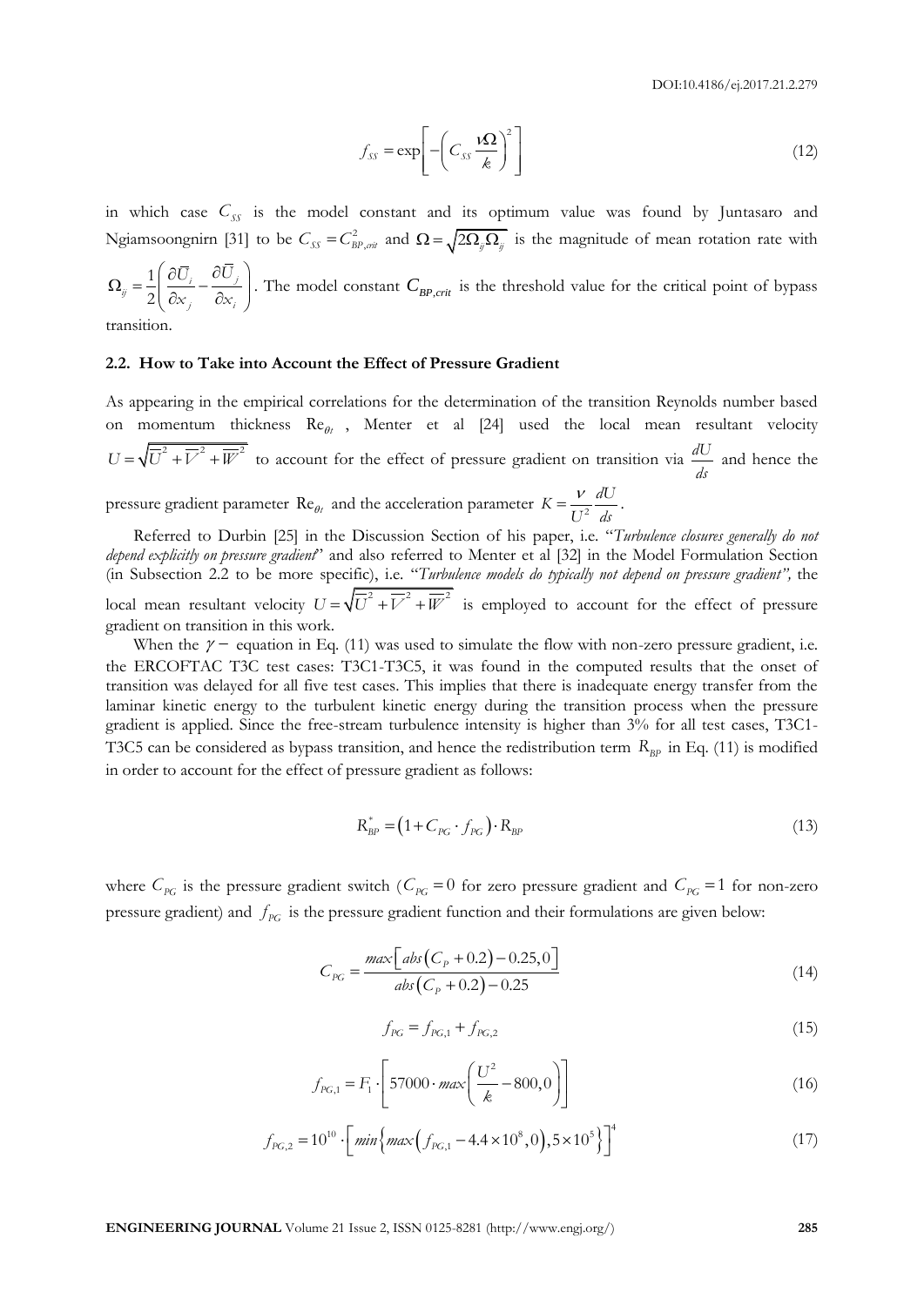$$f_{SS} = \exp\left[-\left(C_{SS}\frac{\nu\Omega}{k}\right)^2\right] \tag{12}$$

in which case $C_{SS}$ is the model constant and its optimum value was found by Juntasaro and Ngiamsoongnirn [31] to be $C_{SS} = C_{BP,crit}^2$ and $\Omega = \sqrt{2\Omega_{ij}\Omega_{ij}}$ is the magnitude of mean rotation rate with $\Omega_{ij} = \frac{1}{2}\left(\frac{\partial \overline{U}_i}{\partial x_j} - \frac{\partial \overline{U}_j}{\partial x_i}\right)$. The model constant $C_{BP,crit}$ is the threshold value for the critical point of bypass transition.

### 2.2. How to Take into Account the Effect of Pressure Gradient

As appearing in the empirical correlations for the determination of the transition Reynolds number based on momentum thickness $\mathrm{Re}_{\theta t}$, Menter et al [24] used the local mean resultant velocity $U = \sqrt{\overline{U}^2 + \overline{V}^2 + \overline{W}^2}$ to account for the effect of pressure gradient on transition via $\frac{dU}{ds}$ and hence the pressure gradient parameter $\mathrm{Re}_{\theta t}$ and the acceleration parameter $K = \frac{\nu}{U^2}\frac{dU}{ds}$.

Referred to Durbin [25] in the Discussion Section of his paper, i.e. "*Turbulence closures generally do not depend explicitly on pressure gradient*" and also referred to Menter et al [32] in the Model Formulation Section (in Subsection 2.2 to be more specific), i.e. "*Turbulence models do typically not depend on pressure gradient",* the local mean resultant velocity $U = \sqrt{\overline{U}^2 + \overline{V}^2 + \overline{W}^2}$ is employed to account for the effect of pressure gradient on transition in this work.

When the $\gamma-$ equation in Eq. (11) was used to simulate the flow with non-zero pressure gradient, i.e. the ERCOFTAC T3C test cases: T3C1-T3C5, it was found in the computed results that the onset of transition was delayed for all five test cases. This implies that there is inadequate energy transfer from the laminar kinetic energy to the turbulent kinetic energy during the transition process when the pressure gradient is applied. Since the free-stream turbulence intensity is higher than 3% for all test cases, T3C1-T3C5 can be considered as bypass transition, and hence the redistribution term $R_{BP}$ in Eq. (11) is modified in order to account for the effect of pressure gradient as follows:

$$R_{BP}^{*} = \left(1 + C_{PG}\cdot f_{PG}\right)\cdot R_{BP} \tag{13}$$

where $C_{PG}$ is the pressure gradient switch ($C_{PG} = 0$ for zero pressure gradient and $C_{PG} = 1$ for non-zero pressure gradient) and $f_{PG}$ is the pressure gradient function and their formulations are given below:

$$C_{PG} = \frac{max\left[abs\left(C_P + 0.2\right) - 0.25, 0\right]}{abs\left(C_P + 0.2\right) - 0.25} \tag{14}$$

$$f_{PG} = f_{PG,1} + f_{PG,2} \tag{15}$$

$$f_{PG,1} = F_1 \cdot \left[57000 \cdot max\left(\frac{U^2}{k} - 800, 0\right)\right] \tag{16}$$

$$f_{PG,2} = 10^{10} \cdot \left[min\left\{max\left(f_{PG,1} - 4.4\times 10^{8}, 0\right), 5\times 10^{5}\right\}\right]^4 \tag{17}$$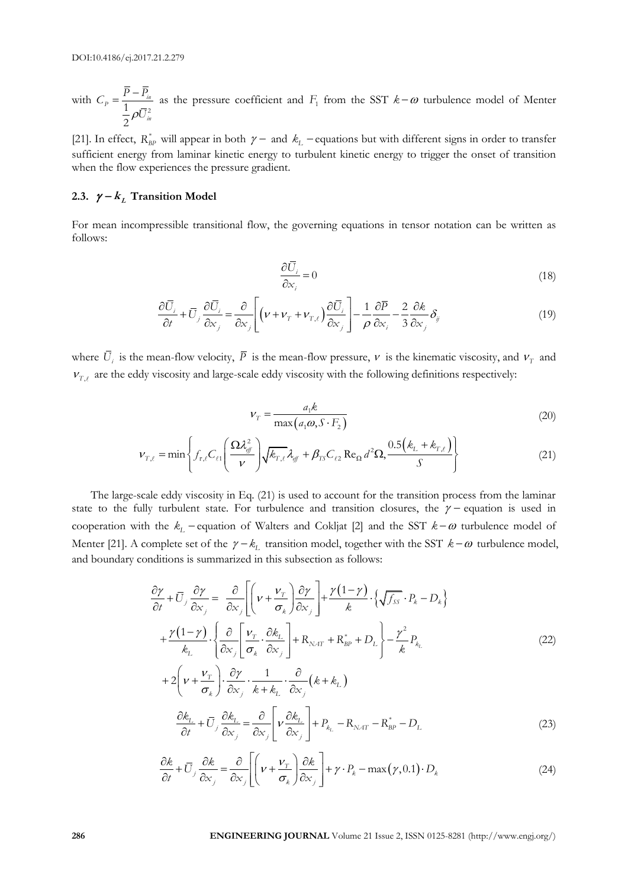with $C_P = \dfrac{\overline{P} - \overline{P}_{in}}{\frac{1}{2}\rho \overline{U}_{in}^2}$ as the pressure coefficient and $F_1$ from the SST $k-\omega$ turbulence model of Menter [21]. In effect, $R_{BP}^*$ will appear in both $\gamma-$ and $k_L-$equations but with different signs in order to transfer sufficient energy from laminar kinetic energy to turbulent kinetic energy to trigger the onset of transition when the flow experiences the pressure gradient.

### 2.3. $\gamma - k_L$ Transition Model

For mean incompressible transitional flow, the governing equations in tensor notation can be written as follows:

$$\frac{\partial \overline{U}_i}{\partial x_i} = 0 \tag{18}$$

$$\frac{\partial \overline{U}_i}{\partial t} + \overline{U}_j \frac{\partial \overline{U}_i}{\partial x_j} = \frac{\partial}{\partial x_j}\left[\left(\nu + \nu_T + \nu_{T,\ell}\right)\frac{\partial \overline{U}_i}{\partial x_j}\right] - \frac{1}{\rho}\frac{\partial \overline{P}}{\partial x_i} - \frac{2}{3}\frac{\partial k}{\partial x_j}\delta_{ij} \tag{19}$$

where $\overline{U}_i$ is the mean-flow velocity, $\overline{P}$ is the mean-flow pressure, $\nu$ is the kinematic viscosity, and $\nu_T$ and $\nu_{T,\ell}$ are the eddy viscosity and large-scale eddy viscosity with the following definitions respectively:

$$\nu_T = \frac{a_1 k}{\max\left(a_1\omega, S \cdot F_2\right)} \tag{20}$$

$$\nu_{T,\ell} = \min\left\{ f_{\tau,\ell} C_{\ell 1}\left(\frac{\Omega \lambda_{eff}^2}{\nu}\right)\sqrt{k_{T,\ell}}\,\lambda_{eff} + \beta_{TS} C_{\ell 2}\,\mathrm{Re}_{\Omega}\, d^2\Omega, \frac{0.5\left(k_L + k_{T,\ell}\right)}{S}\right\} \tag{21}$$

The large-scale eddy viscosity in Eq. (21) is used to account for the transition process from the laminar state to the fully turbulent state. For turbulence and transition closures, the $\gamma-$equation is used in cooperation with the $k_L-$equation of Walters and Cokljat [2] and the SST $k-\omega$ turbulence model of Menter [21]. A complete set of the $\gamma - k_L$ transition model, together with the SST $k-\omega$ turbulence model, and boundary conditions is summarized in this subsection as follows:

$$\begin{aligned}
\frac{\partial \gamma}{\partial t} + \overline{U}_j \frac{\partial \gamma}{\partial x_j} = & \frac{\partial}{\partial x_j}\left[\left(\nu + \frac{\nu_T}{\sigma_k}\right)\frac{\partial \gamma}{\partial x_j}\right] + \frac{\gamma(1-\gamma)}{k}\cdot\left\{\sqrt{f_{SS}}\cdot P_k - D_k\right\} \\
& + \frac{\gamma(1-\gamma)}{k_L}\cdot\left\{\frac{\partial}{\partial x_j}\left[\frac{\nu_T}{\sigma_k}\cdot\frac{\partial k_L}{\partial x_j}\right] + R_{NAT} + R_{BP}^* + D_L\right\} - \frac{\gamma^2}{k}P_{k_L} \\
& + 2\left(\nu + \frac{\nu_T}{\sigma_k}\right)\cdot\frac{\partial \gamma}{\partial x_j}\cdot\frac{1}{k + k_L}\cdot\frac{\partial}{\partial x_j}\left(k + k_L\right)
\end{aligned} \tag{22}$$

$$\frac{\partial k_L}{\partial t} + \overline{U}_j \frac{\partial k_L}{\partial x_j} = \frac{\partial}{\partial x_j}\left[\nu \frac{\partial k_L}{\partial x_j}\right] + P_{k_L} - R_{NAT} - R_{BP}^* - D_L \tag{23}$$

$$\frac{\partial k}{\partial t} + \overline{U}_j \frac{\partial k}{\partial x_j} = \frac{\partial}{\partial x_j}\left[\left(\nu + \frac{\nu_T}{\sigma_k}\right)\frac{\partial k}{\partial x_j}\right] + \gamma \cdot P_k - \max\left(\gamma, 0.1\right)\cdot D_k \tag{24}$$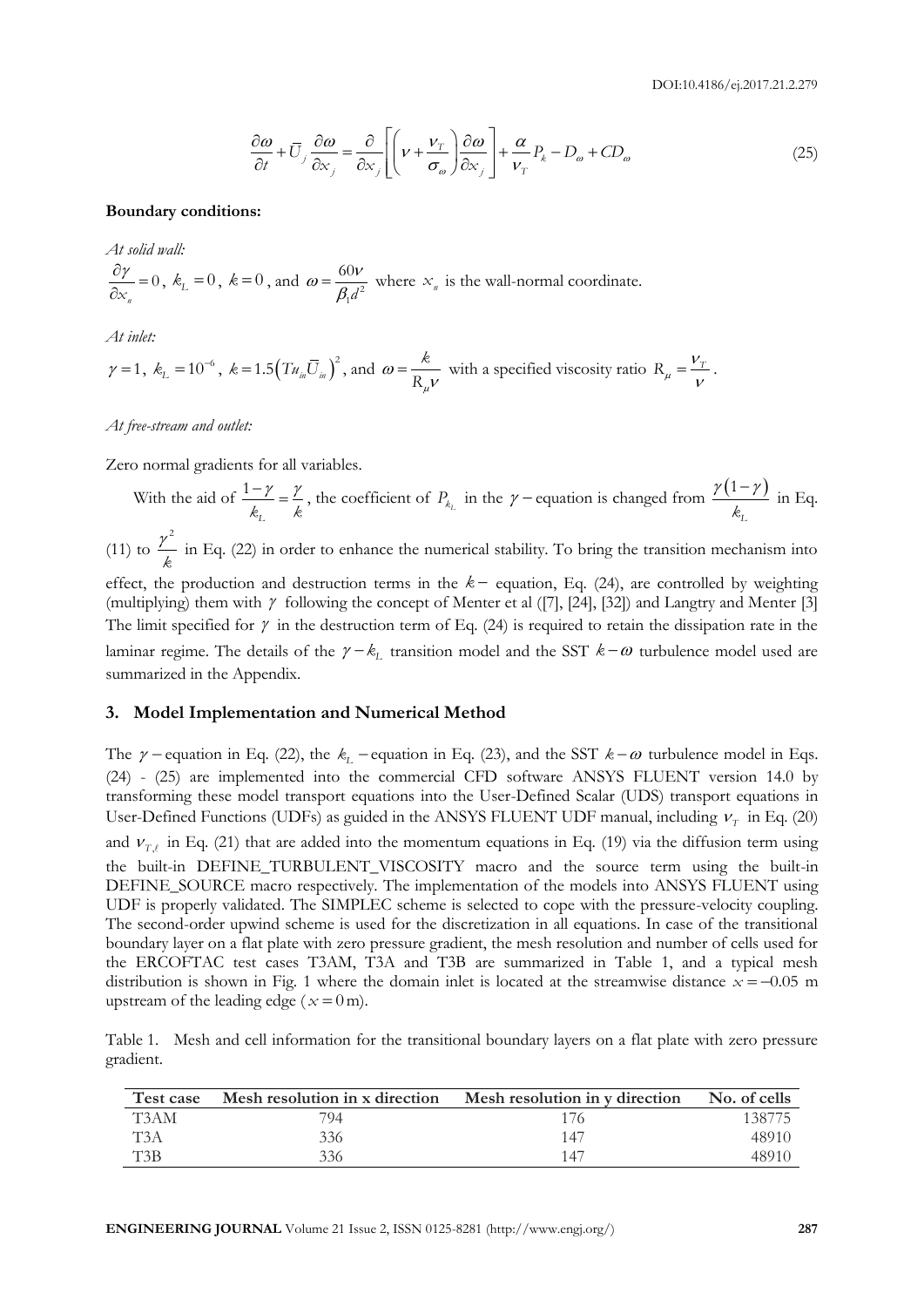$$\frac{\partial \omega}{\partial t} + \bar{U}_j \frac{\partial \omega}{\partial x_j} = \frac{\partial}{\partial x_j}\left[\left(\nu + \frac{\nu_T}{\sigma_\omega}\right)\frac{\partial \omega}{\partial x_j}\right] + \frac{\alpha}{\nu_T} P_k - D_\omega + CD_\omega \tag{25}$$

**Boundary conditions:**

*At solid wall:*

$\frac{\partial \gamma}{\partial x_n} = 0$, $k_L = 0$, $k = 0$, and $\omega = \frac{60\nu}{\beta_1 d^2}$ where $x_n$ is the wall-normal coordinate.

*At inlet:*

$\gamma = 1$, $k_L = 10^{-6}$, $k = 1.5\left(Tu_{in}\bar{U}_{in}\right)^2$, and $\omega = \frac{k}{R_\mu \nu}$ with a specified viscosity ratio $R_\mu = \frac{\nu_T}{\nu}$.

*At free-stream and outlet:*

Zero normal gradients for all variables.

With the aid of $\frac{1-\gamma}{k_L} = \frac{\gamma}{k}$, the coefficient of $P_{k_L}$ in the $\gamma -$equation is changed from $\frac{\gamma(1-\gamma)}{k_L}$ in Eq. (11) to $\frac{\gamma^2}{k}$ in Eq. (22) in order to enhance the numerical stability. To bring the transition mechanism into effect, the production and destruction terms in the $k-$ equation, Eq. (24), are controlled by weighting (multiplying) them with $\gamma$ following the concept of Menter et al ([7], [24], [32]) and Langtry and Menter [3] The limit specified for $\gamma$ in the destruction term of Eq. (24) is required to retain the dissipation rate in the laminar regime. The details of the $\gamma - k_L$ transition model and the SST $k-\omega$ turbulence model used are summarized in the Appendix.

## 3. Model Implementation and Numerical Method

The $\gamma -$equation in Eq. (22), the $k_L -$equation in Eq. (23), and the SST $k-\omega$ turbulence model in Eqs. (24) - (25) are implemented into the commercial CFD software ANSYS FLUENT version 14.0 by transforming these model transport equations into the User-Defined Scalar (UDS) transport equations in User-Defined Functions (UDFs) as guided in the ANSYS FLUENT UDF manual, including $\nu_T$ in Eq. (20) and $\nu_{T,\ell}$ in Eq. (21) that are added into the momentum equations in Eq. (19) via the diffusion term using the built-in DEFINE_TURBULENT_VISCOSITY macro and the source term using the built-in DEFINE_SOURCE macro respectively. The implementation of the models into ANSYS FLUENT using UDF is properly validated. The SIMPLEC scheme is selected to cope with the pressure-velocity coupling. The second-order upwind scheme is used for the discretization in all equations. In case of the transitional boundary layer on a flat plate with zero pressure gradient, the mesh resolution and number of cells used for the ERCOFTAC test cases T3AM, T3A and T3B are summarized in Table 1, and a typical mesh distribution is shown in Fig. 1 where the domain inlet is located at the streamwise distance $x = -0.05$ m upstream of the leading edge ($x = 0$ m).

Table 1. Mesh and cell information for the transitional boundary layers on a flat plate with zero pressure gradient.

| Test case | Mesh resolution in x direction | Mesh resolution in y direction | No. of cells |
|---|---|---|---|
| T3AM | 794 | 176 | 138775 |
| T3A | 336 | 147 | 48910 |
| T3B | 336 | 147 | 48910 |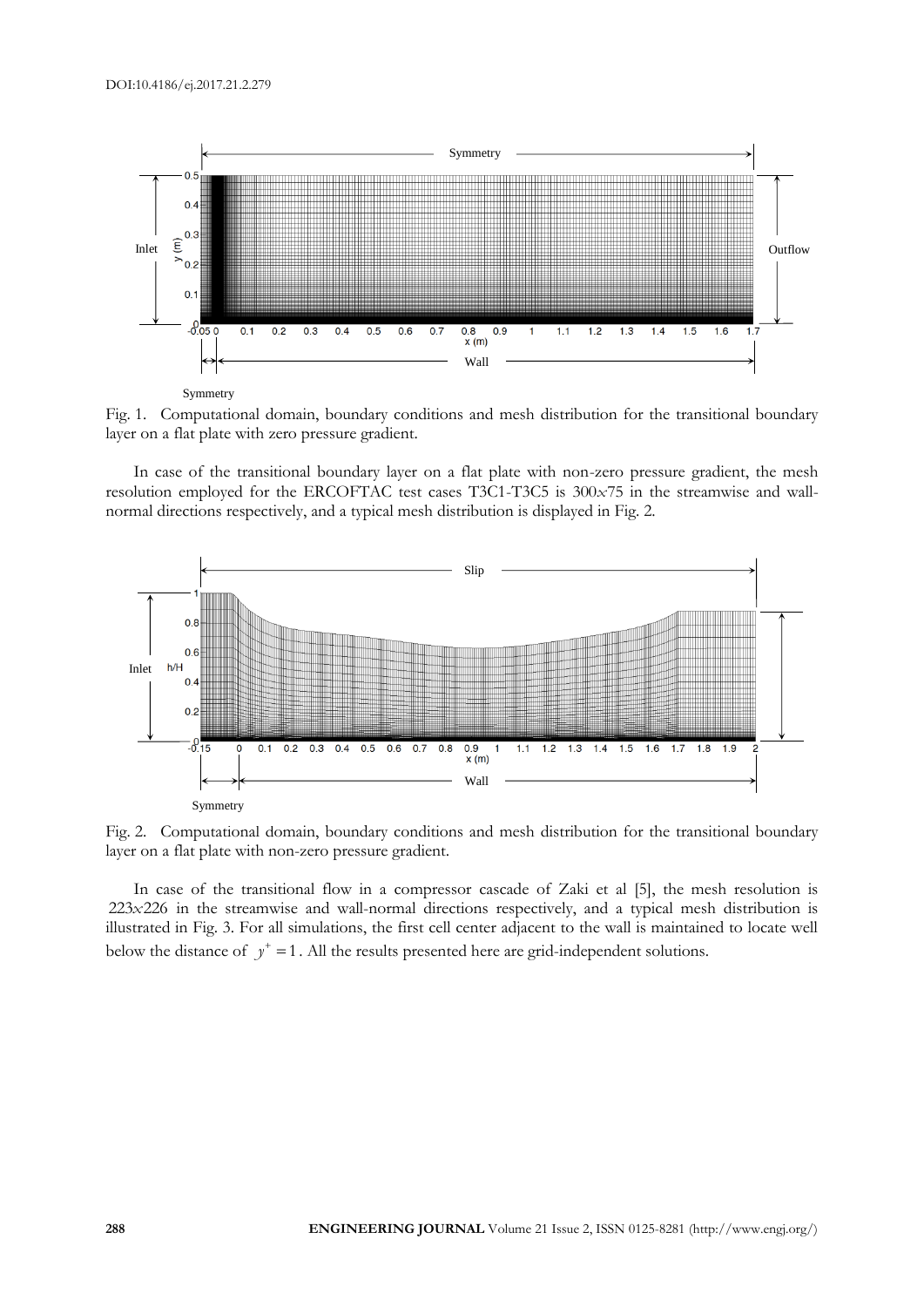Fig. 1. Computational domain, boundary conditions and mesh distribution for the transitional boundary layer on a flat plate with zero pressure gradient.

In case of the transitional boundary layer on a flat plate with non-zero pressure gradient, the mesh resolution employed for the ERCOFTAC test cases T3C1-T3C5 is $300x75$ in the streamwise and wall-normal directions respectively, and a typical mesh distribution is displayed in Fig. 2.

Fig. 2. Computational domain, boundary conditions and mesh distribution for the transitional boundary layer on a flat plate with non-zero pressure gradient.

In case of the transitional flow in a compressor cascade of Zaki et al [5], the mesh resolution is $223x226$ in the streamwise and wall-normal directions respectively, and a typical mesh distribution is illustrated in Fig. 3. For all simulations, the first cell center adjacent to the wall is maintained to locate well below the distance of $y^+ = 1$. All the results presented here are grid-independent solutions.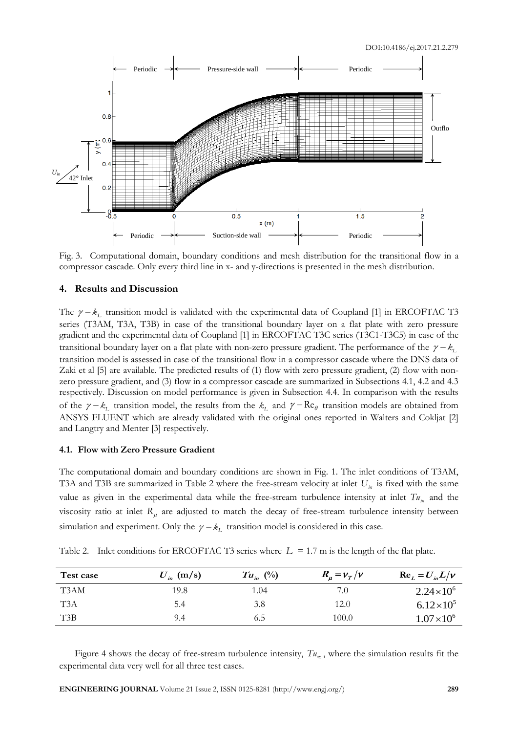Fig. 3. Computational domain, boundary conditions and mesh distribution for the transitional flow in a compressor cascade. Only every third line in x- and y-directions is presented in the mesh distribution.

## 4. Results and Discussion

The $\gamma - k_L$ transition model is validated with the experimental data of Coupland [1] in ERCOFTAC T3 series (T3AM, T3A, T3B) in case of the transitional boundary layer on a flat plate with zero pressure gradient and the experimental data of Coupland [1] in ERCOFTAC T3C series (T3C1-T3C5) in case of the transitional boundary layer on a flat plate with non-zero pressure gradient. The performance of the $\gamma - k_L$ transition model is assessed in case of the transitional flow in a compressor cascade where the DNS data of Zaki et al [5] are available. The predicted results of (1) flow with zero pressure gradient, (2) flow with non-zero pressure gradient, and (3) flow in a compressor cascade are summarized in Subsections 4.1, 4.2 and 4.3 respectively. Discussion on model performance is given in Subsection 4.4. In comparison with the results of the $\gamma - k_L$ transition model, the results from the $k_L$ and $\gamma - \mathrm{Re}_\theta$ transition models are obtained from ANSYS FLUENT which are already validated with the original ones reported in Walters and Cokljat [2] and Langtry and Menter [3] respectively.

### 4.1. Flow with Zero Pressure Gradient

The computational domain and boundary conditions are shown in Fig. 1. The inlet conditions of T3AM, T3A and T3B are summarized in Table 2 where the free-stream velocity at inlet $U_{in}$ is fixed with the same value as given in the experimental data while the free-stream turbulence intensity at inlet $Tu_{in}$ and the viscosity ratio at inlet $R_\mu$ are adjusted to match the decay of free-stream turbulence intensity between simulation and experiment. Only the $\gamma - k_L$ transition model is considered in this case.

Table 2. Inlet conditions for ERCOFTAC T3 series where $L$ = 1.7 m is the length of the flat plate.

| Test case | $U_{in}$ (m/s) | $Tu_{in}$ (%) | $R_\mu = \nu_T/\nu$ | $\mathrm{Re}_L = U_{in}L/\nu$ |
|---|---|---|---|---|
| T3AM | 19.8 | 1.04 | 7.0 | $2.24\times10^6$ |
| T3A | 5.4 | 3.8 | 12.0 | $6.12\times10^5$ |
| T3B | 9.4 | 6.5 | 100.0 | $1.07\times10^6$ |

Figure 4 shows the decay of free-stream turbulence intensity, $Tu_\infty$, where the simulation results fit the experimental data very well for all three test cases.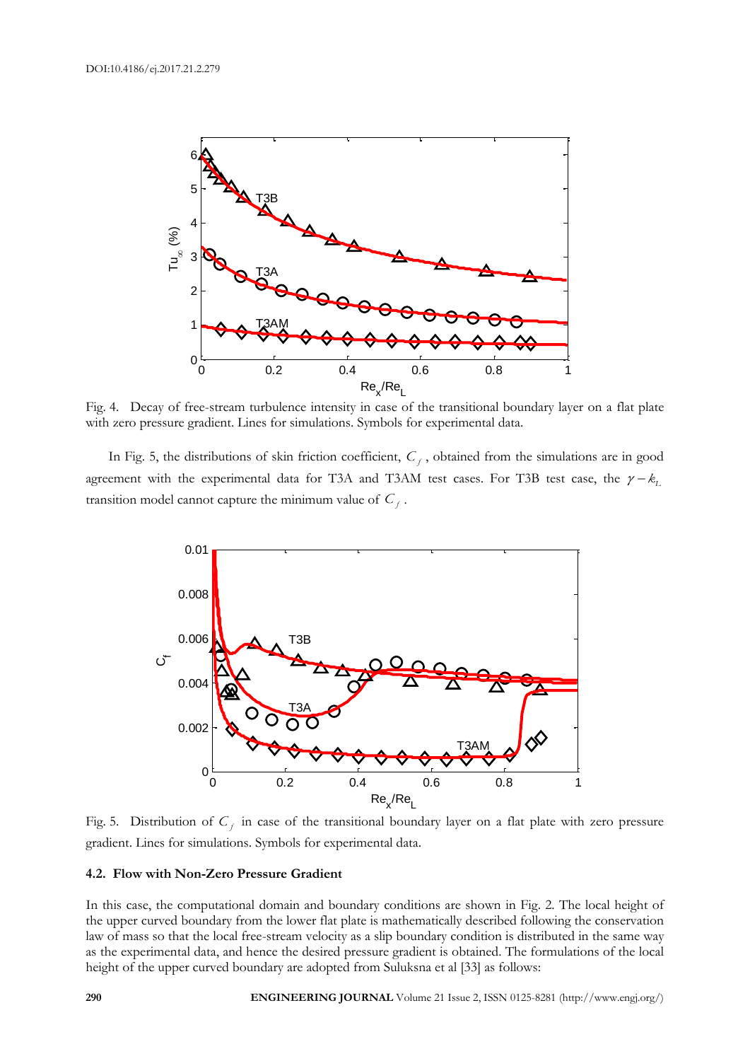Fig. 4. Decay of free-stream turbulence intensity in case of the transitional boundary layer on a flat plate with zero pressure gradient. Lines for simulations. Symbols for experimental data.

In Fig. 5, the distributions of skin friction coefficient, $C_f$, obtained from the simulations are in good agreement with the experimental data for T3A and T3AM test cases. For T3B test case, the $\gamma - k_L$ transition model cannot capture the minimum value of $C_f$.

Fig. 5. Distribution of $C_f$ in case of the transitional boundary layer on a flat plate with zero pressure gradient. Lines for simulations. Symbols for experimental data.

### 4.2. Flow with Non-Zero Pressure Gradient

In this case, the computational domain and boundary conditions are shown in Fig. 2. The local height of the upper curved boundary from the lower flat plate is mathematically described following the conservation law of mass so that the local free-stream velocity as a slip boundary condition is distributed in the same way as the experimental data, and hence the desired pressure gradient is obtained. The formulations of the local height of the upper curved boundary are adopted from Suluksna et al [33] as follows: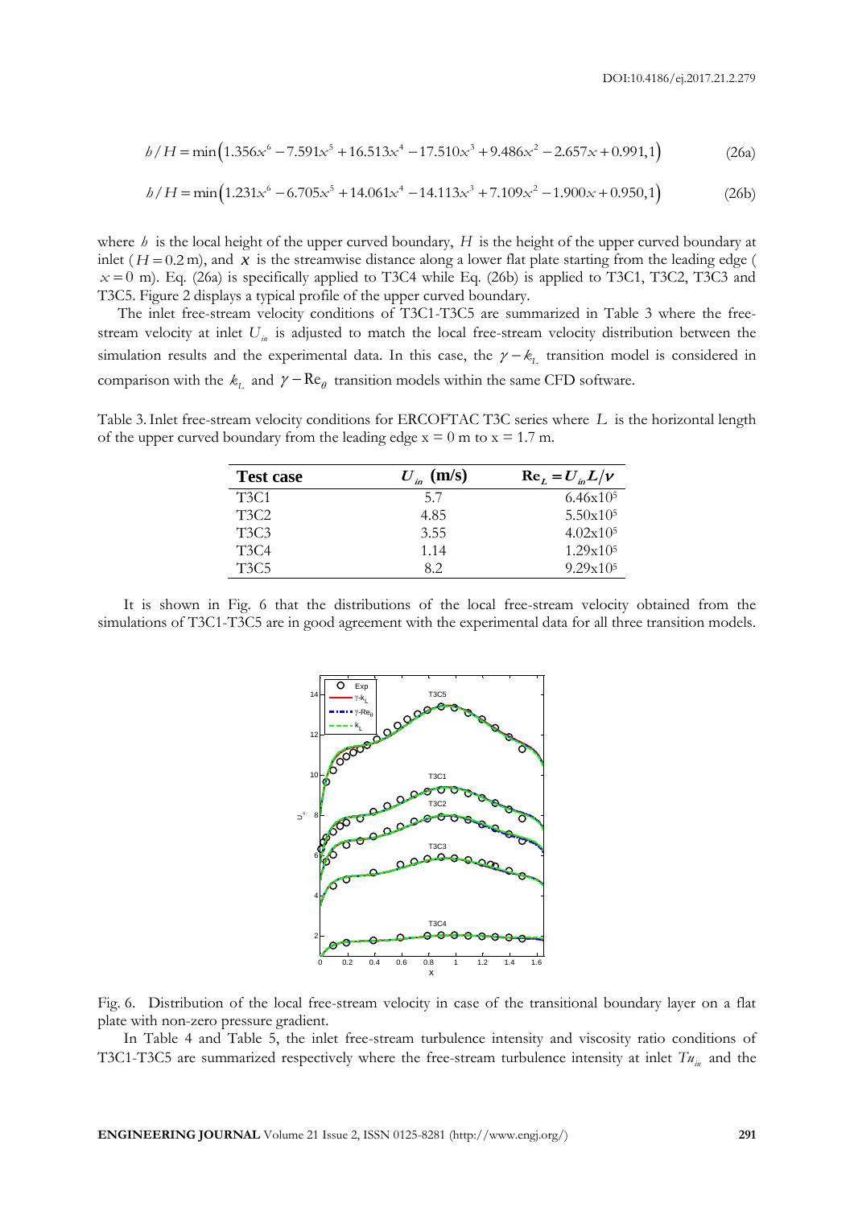$$h/H = \min\left(1.356x^6 - 7.591x^5 + 16.513x^4 - 17.510x^3 + 9.486x^2 - 2.657x + 0.991, 1\right) \quad (26a)$$

$$h/H = \min\left(1.231x^6 - 6.705x^5 + 14.061x^4 - 14.113x^3 + 7.109x^2 - 1.900x + 0.950, 1\right) \quad (26b)$$

where $h$ is the local height of the upper curved boundary, $H$ is the height of the upper curved boundary at inlet ($H = 0.2$ m), and $x$ is the streamwise distance along a lower flat plate starting from the leading edge ($x = 0$ m). Eq. (26a) is specifically applied to T3C4 while Eq. (26b) is applied to T3C1, T3C2, T3C3 and T3C5. Figure 2 displays a typical profile of the upper curved boundary.

The inlet free-stream velocity conditions of T3C1-T3C5 are summarized in Table 3 where the free-stream velocity at inlet $U_{in}$ is adjusted to match the local free-stream velocity distribution between the simulation results and the experimental data. In this case, the $\gamma - k_L$ transition model is considered in comparison with the $k_L$ and $\gamma - \mathrm{Re}_\theta$ transition models within the same CFD software.

Table 3. Inlet free-stream velocity conditions for ERCOFTAC T3C series where $L$ is the horizontal length of the upper curved boundary from the leading edge x = 0 m to x = 1.7 m.

| **Test case** | $U_{in}$ **(m/s)** | $\mathrm{Re}_L = U_{in}L/\nu$ |
|---|---|---|
| T3C1 | 5.7 | $6.46\text{x}10^5$ |
| T3C2 | 4.85 | $5.50\text{x}10^5$ |
| T3C3 | 3.55 | $4.02\text{x}10^5$ |
| T3C4 | 1.14 | $1.29\text{x}10^5$ |
| T3C5 | 8.2 | $9.29\text{x}10^5$ |

It is shown in Fig. 6 that the distributions of the local free-stream velocity obtained from the simulations of T3C1-T3C5 are in good agreement with the experimental data for all three transition models.

Fig. 6. Distribution of the local free-stream velocity in case of the transitional boundary layer on a flat plate with non-zero pressure gradient.

In Table 4 and Table 5, the inlet free-stream turbulence intensity and viscosity ratio conditions of T3C1-T3C5 are summarized respectively where the free-stream turbulence intensity at inlet $Tu_{in}$ and the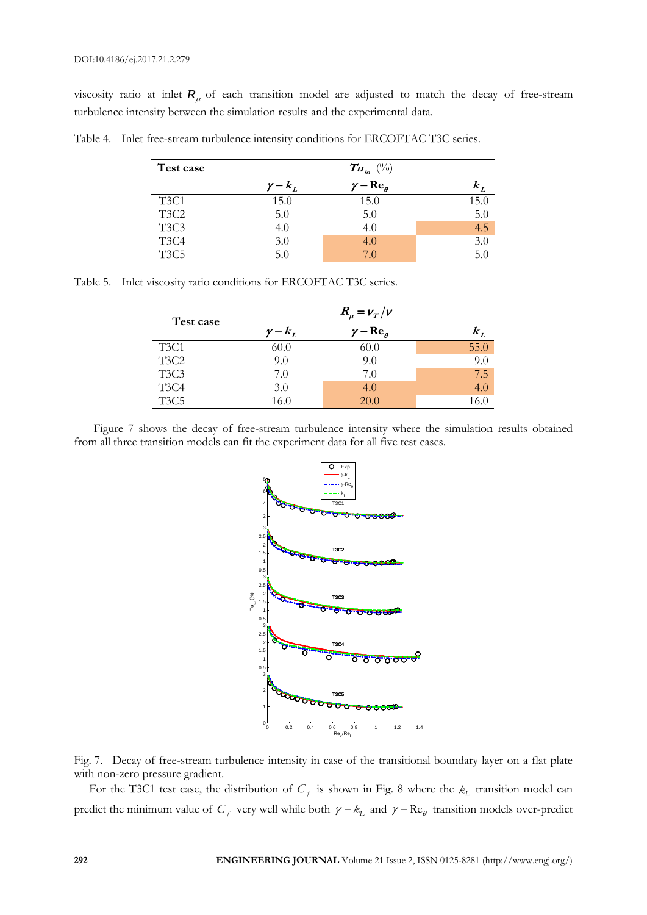viscosity ratio at inlet $R_\mu$ of each transition model are adjusted to match the decay of free-stream turbulence intensity between the simulation results and the experimental data.

Table 4. Inlet free-stream turbulence intensity conditions for ERCOFTAC T3C series.

| Test case | $Tu_{in}$ (%) | | |
|---|---|---|---|
| | $\gamma - k_L$ | $\gamma - \mathrm{Re}_\theta$ | $k_L$ |
| T3C1 | 15.0 | 15.0 | 15.0 |
| T3C2 | 5.0 | 5.0 | 5.0 |
| T3C3 | 4.0 | 4.0 | 4.5 |
| T3C4 | 3.0 | 4.0 | 3.0 |
| T3C5 | 5.0 | 7.0 | 5.0 |

Table 5. Inlet viscosity ratio conditions for ERCOFTAC T3C series.

| Test case | $R_\mu = \nu_T/\nu$ | | |
|---|---|---|---|
| | $\gamma - k_L$ | $\gamma - \mathrm{Re}_\theta$ | $k_L$ |
| T3C1 | 60.0 | 60.0 | 55.0 |
| T3C2 | 9.0 | 9.0 | 9.0 |
| T3C3 | 7.0 | 7.0 | 7.5 |
| T3C4 | 3.0 | 4.0 | 4.0 |
| T3C5 | 16.0 | 20.0 | 16.0 |

Figure 7 shows the decay of free-stream turbulence intensity where the simulation results obtained from all three transition models can fit the experiment data for all five test cases.

Fig. 7. Decay of free-stream turbulence intensity in case of the transitional boundary layer on a flat plate with non-zero pressure gradient.

For the T3C1 test case, the distribution of $C_f$ is shown in Fig. 8 where the $k_L$ transition model can predict the minimum value of $C_f$ very well while both $\gamma - k_L$ and $\gamma - \mathrm{Re}_\theta$ transition models over-predict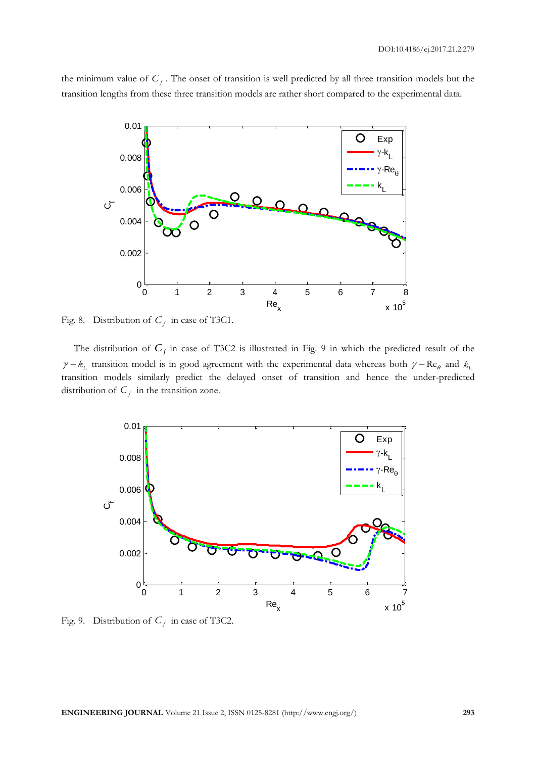the minimum value of $C_f$. The onset of transition is well predicted by all three transition models but the transition lengths from these three transition models are rather short compared to the experimental data.

Fig. 8. Distribution of $C_f$ in case of T3C1.

The distribution of $C_f$ in case of T3C2 is illustrated in Fig. 9 in which the predicted result of the $\gamma - k_L$ transition model is in good agreement with the experimental data whereas both $\gamma - \mathrm{Re}_\theta$ and $k_L$ transition models similarly predict the delayed onset of transition and hence the under-predicted distribution of $C_f$ in the transition zone.

Fig. 9. Distribution of $C_f$ in case of T3C2.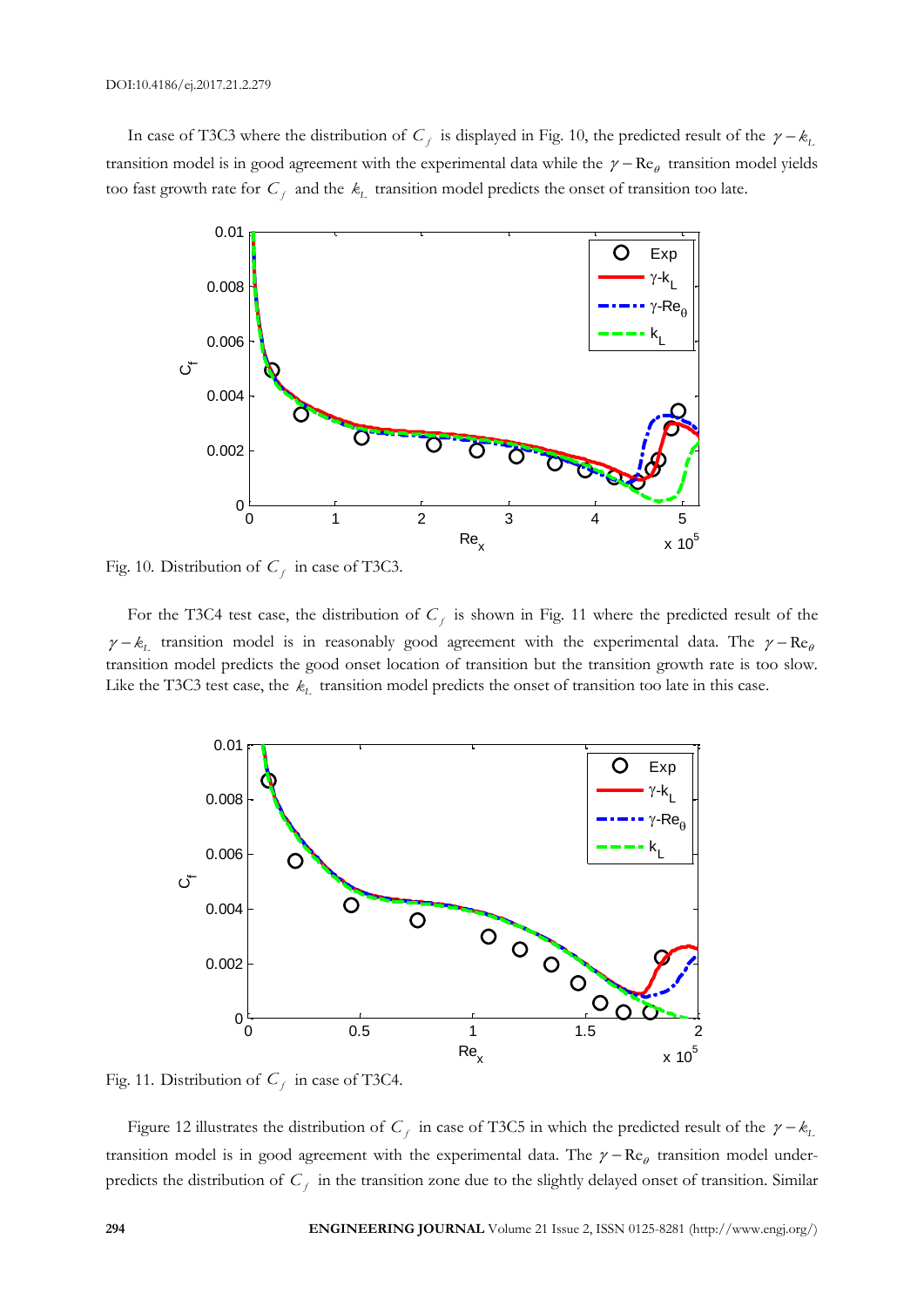In case of T3C3 where the distribution of $C_f$ is displayed in Fig. 10, the predicted result of the $\gamma - k_L$ transition model is in good agreement with the experimental data while the $\gamma - \mathrm{Re}_\theta$ transition model yields too fast growth rate for $C_f$ and the $k_L$ transition model predicts the onset of transition too late.

Fig. 10. Distribution of $C_f$ in case of T3C3.

For the T3C4 test case, the distribution of $C_f$ is shown in Fig. 11 where the predicted result of the $\gamma - k_L$ transition model is in reasonably good agreement with the experimental data. The $\gamma - \mathrm{Re}_\theta$ transition model predicts the good onset location of transition but the transition growth rate is too slow. Like the T3C3 test case, the $k_L$ transition model predicts the onset of transition too late in this case.

Fig. 11. Distribution of $C_f$ in case of T3C4.

Figure 12 illustrates the distribution of $C_f$ in case of T3C5 in which the predicted result of the $\gamma - k_L$ transition model is in good agreement with the experimental data. The $\gamma - \mathrm{Re}_\theta$ transition model under-predicts the distribution of $C_f$ in the transition zone due to the slightly delayed onset of transition. Similar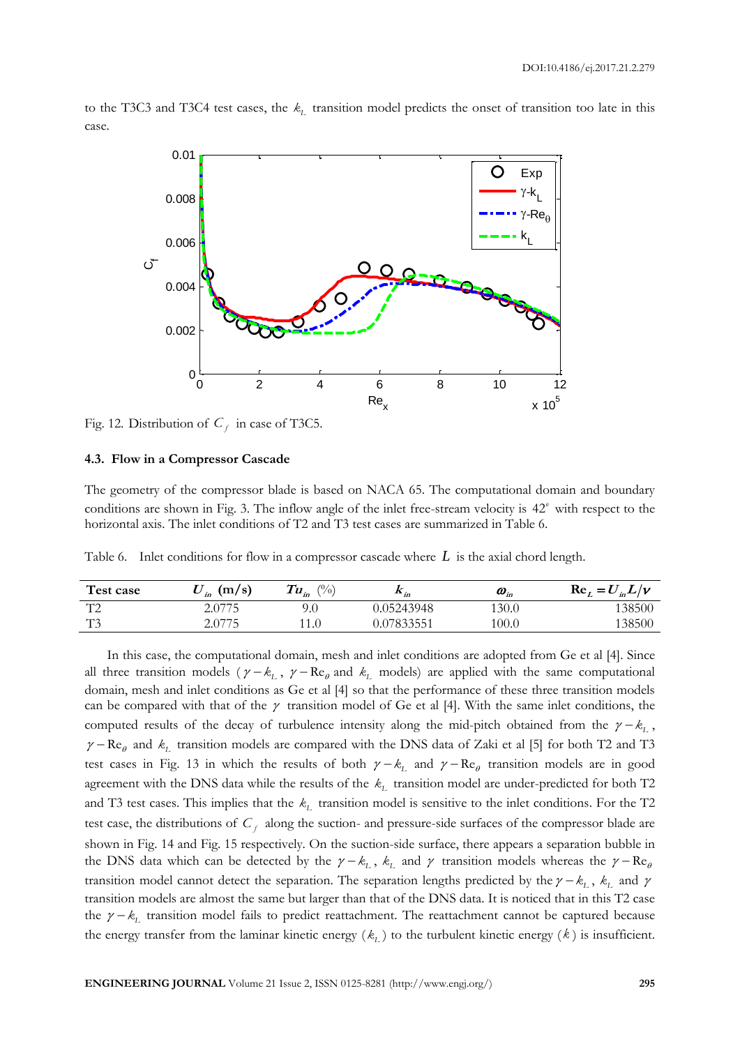to the T3C3 and T3C4 test cases, the $k_L$ transition model predicts the onset of transition too late in this case.

Fig. 12. Distribution of $C_f$ in case of T3C5.

### 4.3. Flow in a Compressor Cascade

The geometry of the compressor blade is based on NACA 65. The computational domain and boundary conditions are shown in Fig. 3. The inflow angle of the inlet free-stream velocity is $42^{\circ}$ with respect to the horizontal axis. The inlet conditions of T2 and T3 test cases are summarized in Table 6.

Table 6. Inlet conditions for flow in a compressor cascade where $L$ is the axial chord length.

| Test case | $U_{in}$ (m/s) | $Tu_{in}$ (%) | $k_{in}$ | $\omega_{in}$ | $\mathrm{Re}_L = U_{in}L/\nu$ |
|---|---|---|---|---|---|
| T2 | 2.0775 | 9.0 | 0.05243948 | 130.0 | 138500 |
| T3 | 2.0775 | 11.0 | 0.07833551 | 100.0 | 138500 |

In this case, the computational domain, mesh and inlet conditions are adopted from Ge et al [4]. Since all three transition models ($\gamma - k_L$, $\gamma - \mathrm{Re}_\theta$ and $k_L$ models) are applied with the same computational domain, mesh and inlet conditions as Ge et al [4] so that the performance of these three transition models can be compared with that of the $\gamma$ transition model of Ge et al [4]. With the same inlet conditions, the computed results of the decay of turbulence intensity along the mid-pitch obtained from the $\gamma - k_L$, $\gamma - \mathrm{Re}_\theta$ and $k_L$ transition models are compared with the DNS data of Zaki et al [5] for both T2 and T3 test cases in Fig. 13 in which the results of both $\gamma - k_L$ and $\gamma - \mathrm{Re}_\theta$ transition models are in good agreement with the DNS data while the results of the $k_L$ transition model are under-predicted for both T2 and T3 test cases. This implies that the $k_L$ transition model is sensitive to the inlet conditions. For the T2 test case, the distributions of $C_f$ along the suction- and pressure-side surfaces of the compressor blade are shown in Fig. 14 and Fig. 15 respectively. On the suction-side surface, there appears a separation bubble in the DNS data which can be detected by the $\gamma - k_L$, $k_L$ and $\gamma$ transition models whereas the $\gamma - \mathrm{Re}_\theta$ transition model cannot detect the separation. The separation lengths predicted by the $\gamma - k_L$, $k_L$ and $\gamma$ transition models are almost the same but larger than that of the DNS data. It is noticed that in this T2 case the $\gamma - k_L$ transition model fails to predict reattachment. The reattachment cannot be captured because the energy transfer from the laminar kinetic energy ($k_L$) to the turbulent kinetic energy ($k$) is insufficient.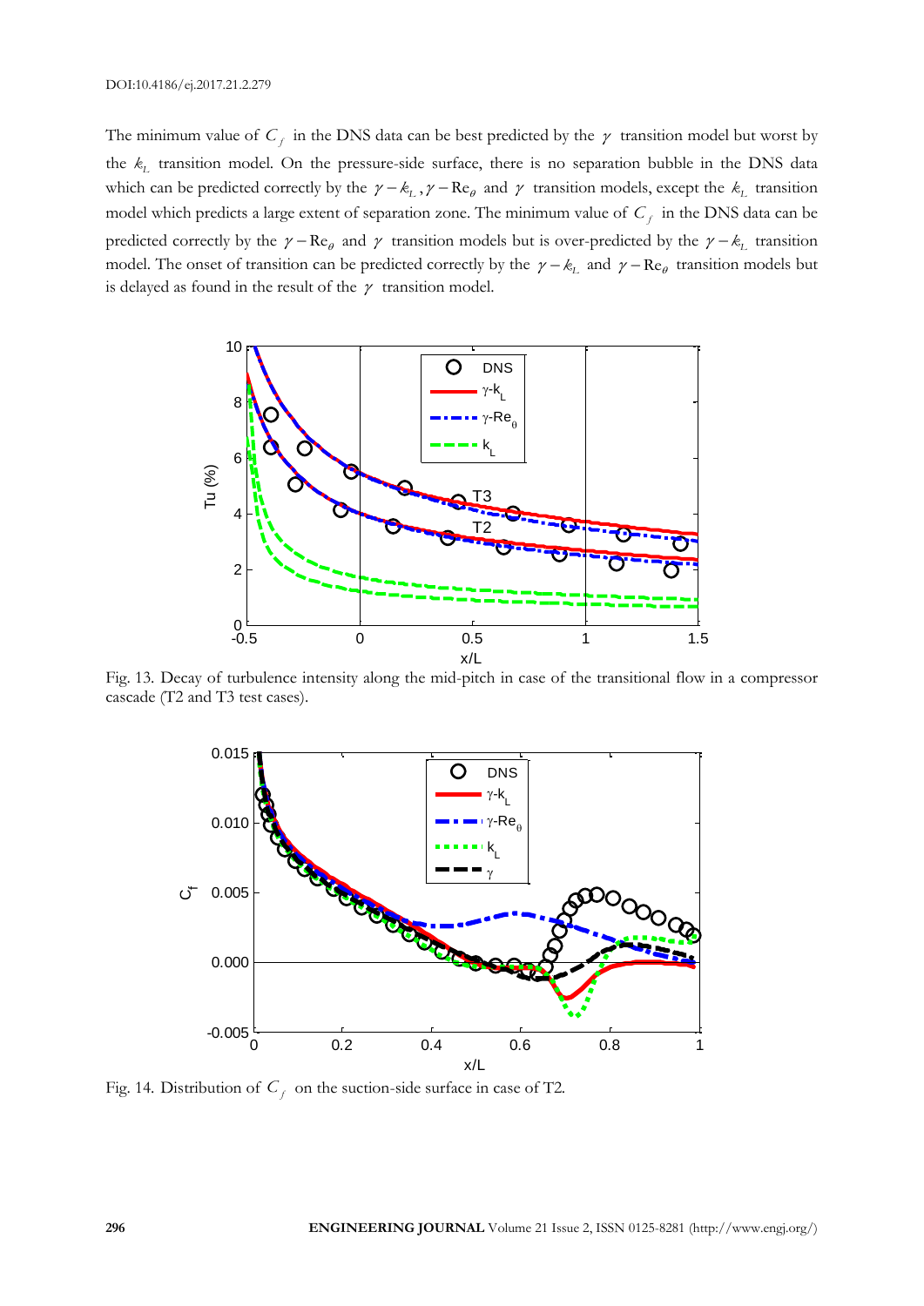The minimum value of $C_f$ in the DNS data can be best predicted by the $\gamma$ transition model but worst by the $k_L$ transition model. On the pressure-side surface, there is no separation bubble in the DNS data which can be predicted correctly by the $\gamma - k_L$, $\gamma - \mathrm{Re}_\theta$ and $\gamma$ transition models, except the $k_L$ transition model which predicts a large extent of separation zone. The minimum value of $C_f$ in the DNS data can be predicted correctly by the $\gamma - \mathrm{Re}_\theta$ and $\gamma$ transition models but is over-predicted by the $\gamma - k_L$ transition model. The onset of transition can be predicted correctly by the $\gamma - k_L$ and $\gamma - \mathrm{Re}_\theta$ transition models but is delayed as found in the result of the $\gamma$ transition model.

Fig. 13. Decay of turbulence intensity along the mid-pitch in case of the transitional flow in a compressor cascade (T2 and T3 test cases).

Fig. 14. Distribution of $C_f$ on the suction-side surface in case of T2.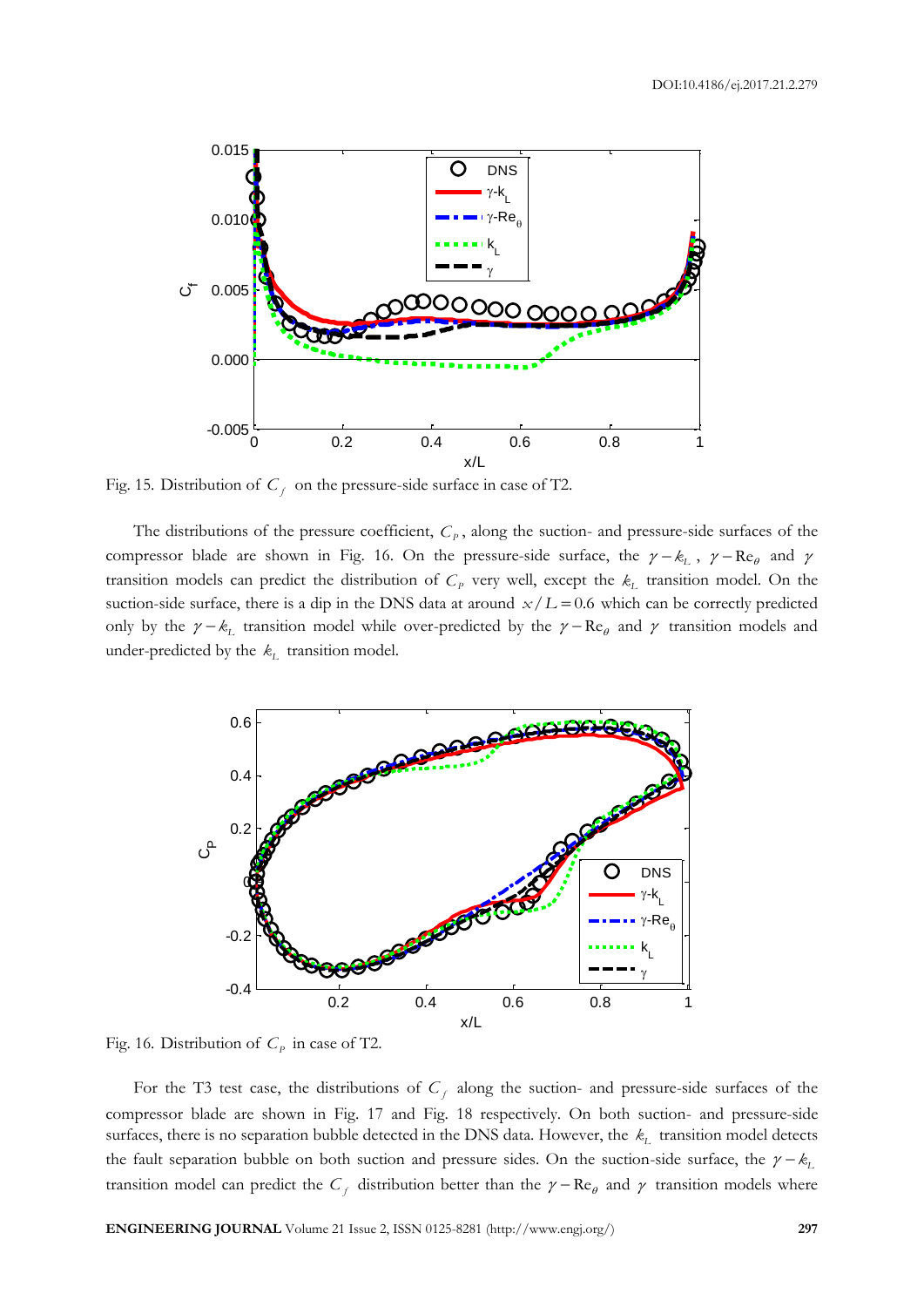Fig. 15. Distribution of $C_f$ on the pressure-side surface in case of T2.

The distributions of the pressure coefficient, $C_P$, along the suction- and pressure-side surfaces of the compressor blade are shown in Fig. 16. On the pressure-side surface, the $\gamma - k_L$, $\gamma - \mathrm{Re}_\theta$ and $\gamma$ transition models can predict the distribution of $C_P$ very well, except the $k_L$ transition model. On the suction-side surface, there is a dip in the DNS data at around $x/L = 0.6$ which can be correctly predicted only by the $\gamma - k_L$ transition model while over-predicted by the $\gamma - \mathrm{Re}_\theta$ and $\gamma$ transition models and under-predicted by the $k_L$ transition model.

Fig. 16. Distribution of $C_P$ in case of T2.

For the T3 test case, the distributions of $C_f$ along the suction- and pressure-side surfaces of the compressor blade are shown in Fig. 17 and Fig. 18 respectively. On both suction- and pressure-side surfaces, there is no separation bubble detected in the DNS data. However, the $k_L$ transition model detects the fault separation bubble on both suction and pressure sides. On the suction-side surface, the $\gamma - k_L$ transition model can predict the $C_f$ distribution better than the $\gamma - \mathrm{Re}_\theta$ and $\gamma$ transition models where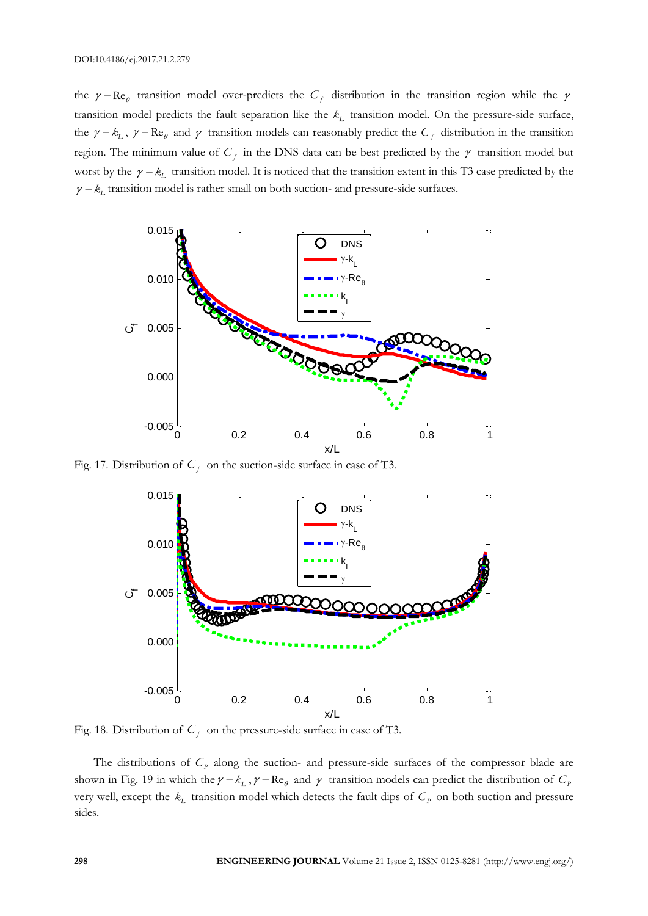the $\gamma - \mathrm{Re}_\theta$ transition model over-predicts the $C_f$ distribution in the transition region while the $\gamma$ transition model predicts the fault separation like the $k_L$ transition model. On the pressure-side surface, the $\gamma - k_L$, $\gamma - \mathrm{Re}_\theta$ and $\gamma$ transition models can reasonably predict the $C_f$ distribution in the transition region. The minimum value of $C_f$ in the DNS data can be best predicted by the $\gamma$ transition model but worst by the $\gamma - k_L$ transition model. It is noticed that the transition extent in this T3 case predicted by the $\gamma - k_L$ transition model is rather small on both suction- and pressure-side surfaces.

Fig. 17. Distribution of $C_f$ on the suction-side surface in case of T3.

Fig. 18. Distribution of $C_f$ on the pressure-side surface in case of T3.

The distributions of $C_p$ along the suction- and pressure-side surfaces of the compressor blade are shown in Fig. 19 in which the $\gamma - k_L$, $\gamma - \mathrm{Re}_\theta$ and $\gamma$ transition models can predict the distribution of $C_p$ very well, except the $k_L$ transition model which detects the fault dips of $C_p$ on both suction and pressure sides.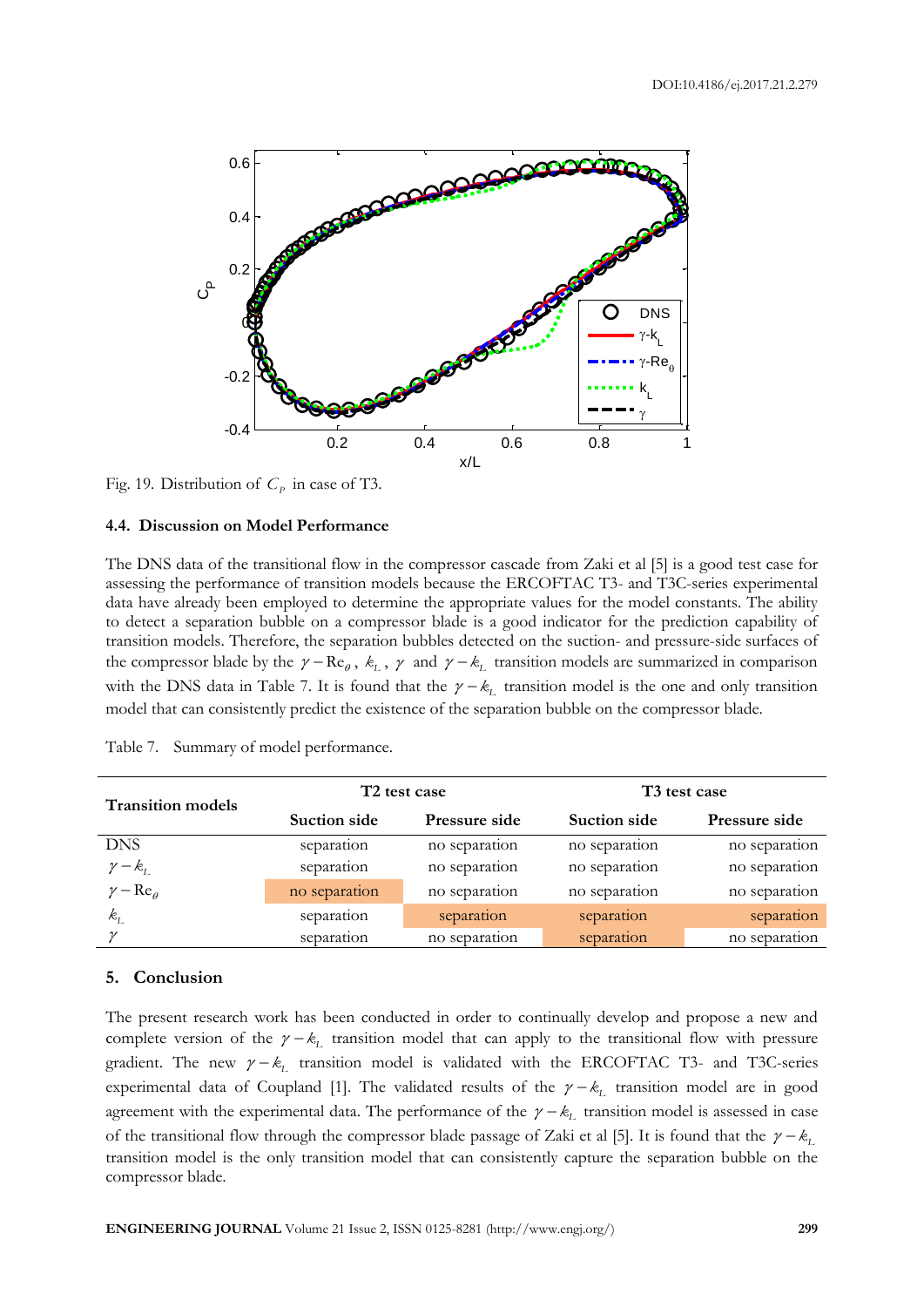Fig. 19. Distribution of $C_p$ in case of T3.

### 4.4. Discussion on Model Performance

The DNS data of the transitional flow in the compressor cascade from Zaki et al [5] is a good test case for assessing the performance of transition models because the ERCOFTAC T3- and T3C-series experimental data have already been employed to determine the appropriate values for the model constants. The ability to detect a separation bubble on a compressor blade is a good indicator for the prediction capability of transition models. Therefore, the separation bubbles detected on the suction- and pressure-side surfaces of the compressor blade by the $\gamma - \mathrm{Re}_\theta$, $k_L$, $\gamma$ and $\gamma - k_L$ transition models are summarized in comparison with the DNS data in Table 7. It is found that the $\gamma - k_L$ transition model is the one and only transition model that can consistently predict the existence of the separation bubble on the compressor blade.

Table 7. Summary of model performance.

| Transition models | T2 test case | | T3 test case | |
|---|---|---|---|---|
| | Suction side | Pressure side | Suction side | Pressure side |
| DNS | separation | no separation | no separation | no separation |
| $\gamma - k_L$ | separation | no separation | no separation | no separation |
| $\gamma - \mathrm{Re}_\theta$ | no separation | no separation | no separation | no separation |
| $k_L$ | separation | separation | separation | separation |
| $\gamma$ | separation | no separation | separation | no separation |

## 5. Conclusion

The present research work has been conducted in order to continually develop and propose a new and complete version of the $\gamma - k_L$ transition model that can apply to the transitional flow with pressure gradient. The new $\gamma - k_L$ transition model is validated with the ERCOFTAC T3- and T3C-series experimental data of Coupland [1]. The validated results of the $\gamma - k_L$ transition model are in good agreement with the experimental data. The performance of the $\gamma - k_L$ transition model is assessed in case of the transitional flow through the compressor blade passage of Zaki et al [5]. It is found that the $\gamma - k_L$ transition model is the only transition model that can consistently capture the separation bubble on the compressor blade.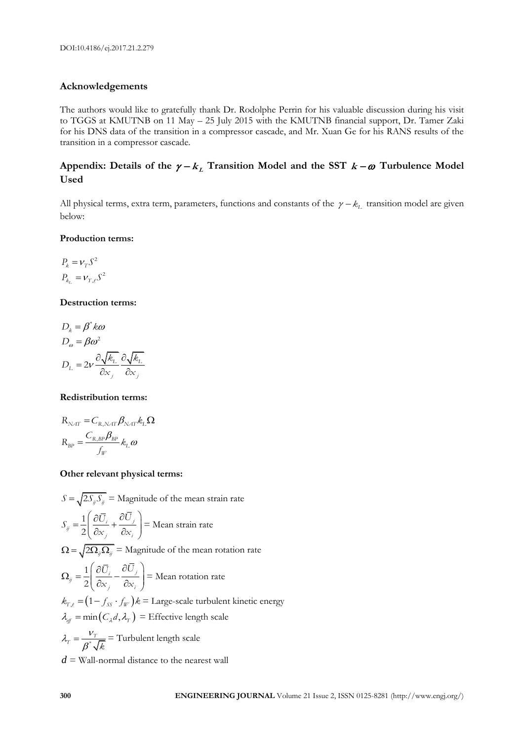## Acknowledgements

The authors would like to gratefully thank Dr. Rodolphe Perrin for his valuable discussion during his visit to TGGS at KMUTNB on 11 May – 25 July 2015 with the KMUTNB financial support, Dr. Tamer Zaki for his DNS data of the transition in a compressor cascade, and Mr. Xuan Ge for his RANS results of the transition in a compressor cascade.

## Appendix: Details of the $\gamma - k_L$ Transition Model and the SST $k-\omega$ Turbulence Model Used

All physical terms, extra term, parameters, functions and constants of the $\gamma - k_L$ transition model are given below:

**Production terms:**

$$P_k = \nu_T S^2$$

$$P_{k_L} = \nu_{T,\ell} S^2$$

**Destruction terms:**

$$D_k = \beta^* k\omega$$

$$D_\omega = \beta\omega^2$$

$$D_L = 2\nu \frac{\partial \sqrt{k_L}}{\partial x_j} \frac{\partial \sqrt{k_L}}{\partial x_j}$$

**Redistribution terms:**

$$R_{NAT} = C_{R,NAT} \beta_{NAT} k_L \Omega$$

$$R_{BP} = \frac{C_{R,BP} \beta_{BP}}{f_W} k_L \omega$$

**Other relevant physical terms:**

$S = \sqrt{2S_{ij}S_{ij}}$ = Magnitude of the mean strain rate

$S_{ij} = \frac{1}{2}\left(\frac{\partial \bar{U}_i}{\partial x_j} + \frac{\partial \bar{U}_j}{\partial x_i}\right)$ = Mean strain rate

$\Omega = \sqrt{2\Omega_{ij}\Omega_{ij}}$ = Magnitude of the mean rotation rate

$\Omega_{ij} = \frac{1}{2}\left(\frac{\partial \bar{U}_i}{\partial x_j} - \frac{\partial \bar{U}_j}{\partial x_i}\right)$ = Mean rotation rate

$k_{T,\ell} = \left(1 - f_{SS} \cdot f_W\right) k$ = Large-scale turbulent kinetic energy

$\lambda_{eff} = \min\left(C_\lambda d, \lambda_T\right)$ = Effective length scale

$\lambda_T = \frac{\nu_T}{\beta^* \sqrt{k}}$ = Turbulent length scale

$d$ = Wall-normal distance to the nearest wall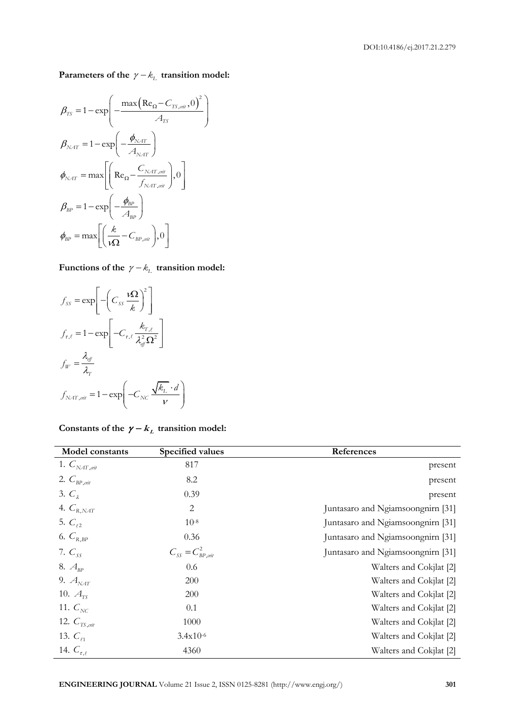**Parameters of the $\gamma - k_L$ transition model:**

$$\beta_{TS} = 1 - \exp\left(-\frac{\max\left(\mathrm{Re}_\Omega - C_{TS,crit}, 0\right)^2}{A_{TS}}\right)$$

$$\beta_{NAT} = 1 - \exp\left(-\frac{\phi_{NAT}}{A_{NAT}}\right)$$

$$\phi_{NAT} = \max\left[\left(\mathrm{Re}_\Omega - \frac{C_{NAT,crit}}{f_{NAT,crit}}\right), 0\right]$$

$$\beta_{BP} = 1 - \exp\left(-\frac{\phi_{BP}}{A_{BP}}\right)$$

$$\phi_{BP} = \max\left[\left(\frac{k}{\nu\Omega} - C_{BP,crit}\right), 0\right]$$

**Functions of the $\gamma - k_L$ transition model:**

$$f_{SS} = \exp\left[-\left(C_{SS}\frac{\nu\Omega}{k}\right)^2\right]$$

$$f_{\tau,\ell} = 1 - \exp\left[-C_{\tau,\ell}\frac{k_{T,\ell}}{\lambda_{eff}^2\Omega^2}\right]$$

$$f_W = \frac{\lambda_{eff}}{\lambda_T}$$

$$f_{NAT,crit} = 1 - \exp\left(-C_{NC}\frac{\sqrt{k_L}\cdot d}{\nu}\right)$$

**Constants of the $\gamma - k_L$ transition model:**

| Model constants | Specified values | References |
|---|---|---|
| 1. $C_{NAT,crit}$ | 817 | present |
| 2. $C_{BP,crit}$ | 8.2 | present |
| 3. $C_\lambda$ | 0.39 | present |
| 4. $C_{R,NAT}$ | 2 | Juntasaro and Ngiamsoongnirn [31] |
| 5. $C_{\ell 2}$ | $10^{-8}$ | Juntasaro and Ngiamsoongnirn [31] |
| 6. $C_{R,BP}$ | 0.36 | Juntasaro and Ngiamsoongnirn [31] |
| 7. $C_{SS}$ | $C_{SS} = C_{BP,crit}^2$ | Juntasaro and Ngiamsoongnirn [31] |
| 8. $A_{BP}$ | 0.6 | Walters and Cokjlat [2] |
| 9. $A_{NAT}$ | 200 | Walters and Cokjlat [2] |
| 10. $A_{TS}$ | 200 | Walters and Cokjlat [2] |
| 11. $C_{NC}$ | 0.1 | Walters and Cokjlat [2] |
| 12. $C_{TS,crit}$ | 1000 | Walters and Cokjlat [2] |
| 13. $C_{\ell 1}$ | $3.4\text{x}10^{-6}$ | Walters and Cokjlat [2] |
| 14. $C_{\tau,\ell}$ | 4360 | Walters and Cokjlat [2] |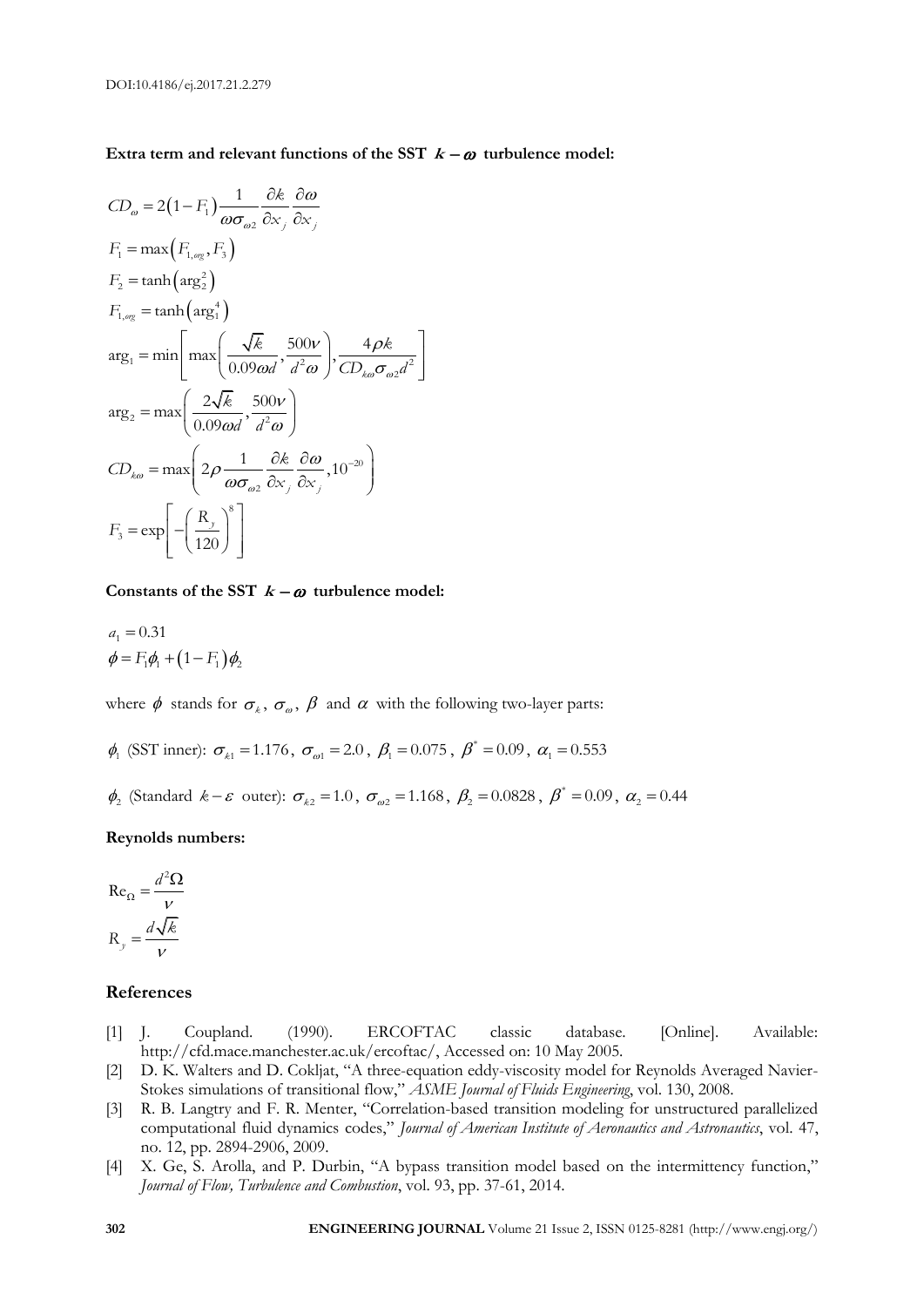**Extra term and relevant functions of the SST $k-\omega$ turbulence model:**

$$CD_{\omega} = 2\left(1-F_1\right)\frac{1}{\omega\sigma_{\omega 2}}\frac{\partial k}{\partial x_j}\frac{\partial \omega}{\partial x_j}$$

$$F_1 = \max\left(F_{1,org}, F_3\right)$$

$$F_2 = \tanh\left(\arg_2^2\right)$$

$$F_{1,org} = \tanh\left(\arg_1^4\right)$$

$$\arg_1 = \min\left[\max\left(\frac{\sqrt{k}}{0.09\omega d}, \frac{500\nu}{d^2\omega}\right), \frac{4\rho k}{CD_{k\omega}\sigma_{\omega 2}d^2}\right]$$

$$\arg_2 = \max\left(\frac{2\sqrt{k}}{0.09\omega d}, \frac{500\nu}{d^2\omega}\right)$$

$$CD_{k\omega} = \max\left(2\rho\frac{1}{\omega\sigma_{\omega 2}}\frac{\partial k}{\partial x_j}\frac{\partial \omega}{\partial x_j}, 10^{-20}\right)$$

$$F_3 = \exp\left[-\left(\frac{R_y}{120}\right)^8\right]$$

**Constants of the SST $k-\omega$ turbulence model:**

$$a_1 = 0.31$$

$$\phi = F_1\phi_1 + \left(1-F_1\right)\phi_2$$

where $\phi$ stands for $\sigma_k$, $\sigma_\omega$, $\beta$ and $\alpha$ with the following two-layer parts:

$\phi_1$ (SST inner): $\sigma_{k1} = 1.176$, $\sigma_{\omega 1} = 2.0$, $\beta_1 = 0.075$, $\beta^* = 0.09$, $\alpha_1 = 0.553$

$\phi_2$ (Standard $k-\varepsilon$ outer): $\sigma_{k2} = 1.0$, $\sigma_{\omega 2} = 1.168$, $\beta_2 = 0.0828$, $\beta^* = 0.09$, $\alpha_2 = 0.44$

**Reynolds numbers:**

$$\mathrm{Re}_{\Omega} = \frac{d^2\Omega}{\nu}$$

$$R_y = \frac{d\sqrt{k}}{\nu}$$

## References

[1] J. Coupland. (1990). ERCOFTAC classic database. [Online]. Available: http://cfd.mace.manchester.ac.uk/ercoftac/, Accessed on: 10 May 2005.

[2] D. K. Walters and D. Cokljat, "A three-equation eddy-viscosity model for Reynolds Averaged Navier-Stokes simulations of transitional flow," *ASME Journal of Fluids Engineering*, vol. 130, 2008.

[3] R. B. Langtry and F. R. Menter, "Correlation-based transition modeling for unstructured parallelized computational fluid dynamics codes," *Journal of American Institute of Aeronautics and Astronautics*, vol. 47, no. 12, pp. 2894-2906, 2009.

[4] X. Ge, S. Arolla, and P. Durbin, "A bypass transition model based on the intermittency function," *Journal of Flow, Turbulence and Combustion*, vol. 93, pp. 37-61, 2014.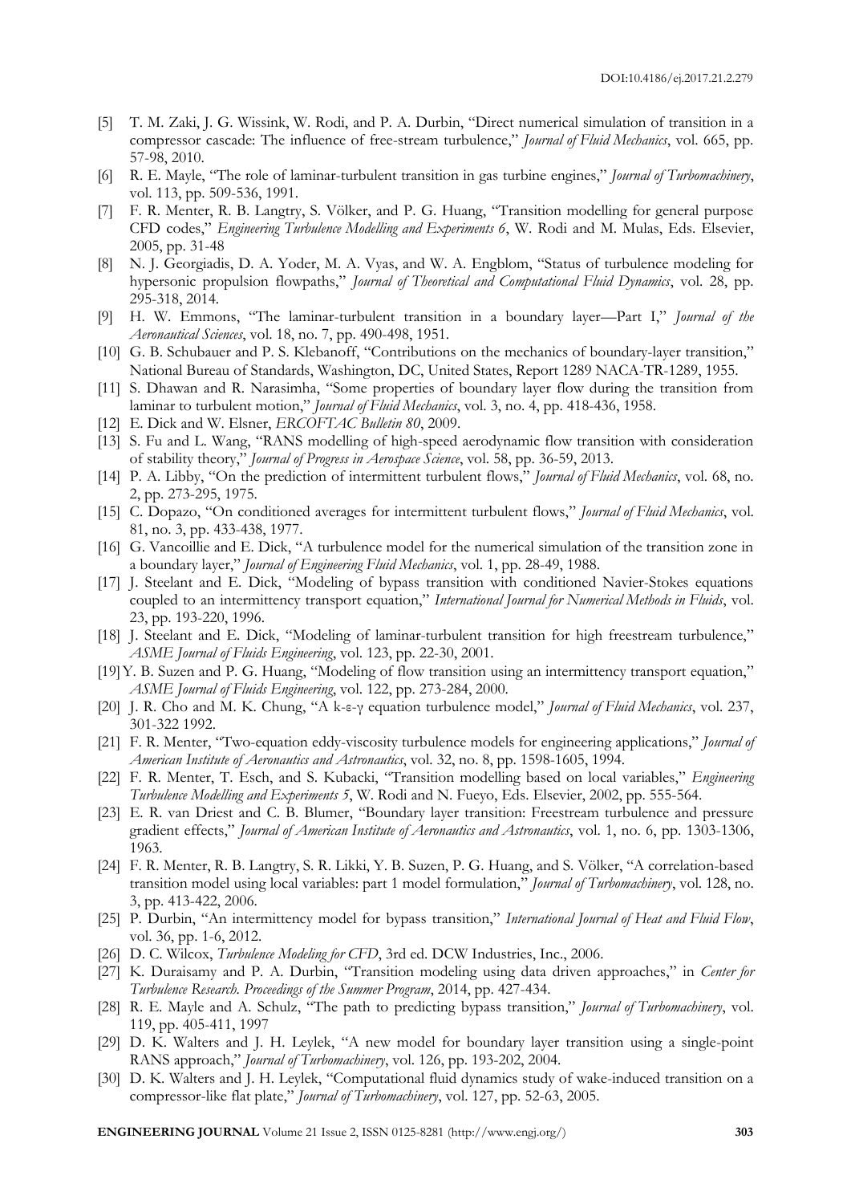[5] T. M. Zaki, J. G. Wissink, W. Rodi, and P. A. Durbin, "Direct numerical simulation of transition in a compressor cascade: The influence of free-stream turbulence," *Journal of Fluid Mechanics*, vol. 665, pp. 57-98, 2010.

[6] R. E. Mayle, "The role of laminar-turbulent transition in gas turbine engines," *Journal of Turbomachinery*, vol. 113, pp. 509-536, 1991.

[7] F. R. Menter, R. B. Langtry, S. Völker, and P. G. Huang, "Transition modelling for general purpose CFD codes," *Engineering Turbulence Modelling and Experiments 6*, W. Rodi and M. Mulas, Eds. Elsevier, 2005, pp. 31-48

[8] N. J. Georgiadis, D. A. Yoder, M. A. Vyas, and W. A. Engblom, "Status of turbulence modeling for hypersonic propulsion flowpaths," *Journal of Theoretical and Computational Fluid Dynamics*, vol. 28, pp. 295-318, 2014.

[9] H. W. Emmons, "The laminar-turbulent transition in a boundary layer—Part I," *Journal of the Aeronautical Sciences*, vol. 18, no. 7, pp. 490-498, 1951.

[10] G. B. Schubauer and P. S. Klebanoff, "Contributions on the mechanics of boundary-layer transition," National Bureau of Standards, Washington, DC, United States, Report 1289 NACA-TR-1289, 1955.

[11] S. Dhawan and R. Narasimha, "Some properties of boundary layer flow during the transition from laminar to turbulent motion," *Journal of Fluid Mechanics*, vol. 3, no. 4, pp. 418-436, 1958.

[12] E. Dick and W. Elsner, *ERCOFTAC Bulletin 80*, 2009.

[13] S. Fu and L. Wang, "RANS modelling of high-speed aerodynamic flow transition with consideration of stability theory," *Journal of Progress in Aerospace Science*, vol. 58, pp. 36-59, 2013.

[14] P. A. Libby, "On the prediction of intermittent turbulent flows," *Journal of Fluid Mechanics*, vol. 68, no. 2, pp. 273-295, 1975.

[15] C. Dopazo, "On conditioned averages for intermittent turbulent flows," *Journal of Fluid Mechanics*, vol. 81, no. 3, pp. 433-438, 1977.

[16] G. Vancoillie and E. Dick, "A turbulence model for the numerical simulation of the transition zone in a boundary layer," *Journal of Engineering Fluid Mechanics*, vol. 1, pp. 28-49, 1988.

[17] J. Steelant and E. Dick, "Modeling of bypass transition with conditioned Navier-Stokes equations coupled to an intermittency transport equation," *International Journal for Numerical Methods in Fluids*, vol. 23, pp. 193-220, 1996.

[18] J. Steelant and E. Dick, "Modeling of laminar-turbulent transition for high freestream turbulence," *ASME Journal of Fluids Engineering*, vol. 123, pp. 22-30, 2001.

[19] Y. B. Suzen and P. G. Huang, "Modeling of flow transition using an intermittency transport equation," *ASME Journal of Fluids Engineering*, vol. 122, pp. 273-284, 2000.

[20] J. R. Cho and M. K. Chung, "A k-ε-γ equation turbulence model," *Journal of Fluid Mechanics*, vol. 237, 301-322 1992.

[21] F. R. Menter, "Two-equation eddy-viscosity turbulence models for engineering applications," *Journal of American Institute of Aeronautics and Astronautics*, vol. 32, no. 8, pp. 1598-1605, 1994.

[22] F. R. Menter, T. Esch, and S. Kubacki, "Transition modelling based on local variables," *Engineering Turbulence Modelling and Experiments 5*, W. Rodi and N. Fueyo, Eds. Elsevier, 2002, pp. 555-564.

[23] E. R. van Driest and C. B. Blumer, "Boundary layer transition: Freestream turbulence and pressure gradient effects," *Journal of American Institute of Aeronautics and Astronautics*, vol. 1, no. 6, pp. 1303-1306, 1963.

[24] F. R. Menter, R. B. Langtry, S. R. Likki, Y. B. Suzen, P. G. Huang, and S. Völker, "A correlation-based transition model using local variables: part 1 model formulation," *Journal of Turbomachinery*, vol. 128, no. 3, pp. 413-422, 2006.

[25] P. Durbin, "An intermittency model for bypass transition," *International Journal of Heat and Fluid Flow*, vol. 36, pp. 1-6, 2012.

[26] D. C. Wilcox, *Turbulence Modeling for CFD*, 3rd ed. DCW Industries, Inc., 2006.

[27] K. Duraisamy and P. A. Durbin, "Transition modeling using data driven approaches," in *Center for Turbulence Research. Proceedings of the Summer Program*, 2014, pp. 427-434.

[28] R. E. Mayle and A. Schulz, "The path to predicting bypass transition," *Journal of Turbomachinery*, vol. 119, pp. 405-411, 1997

[29] D. K. Walters and J. H. Leylek, "A new model for boundary layer transition using a single-point RANS approach," *Journal of Turbomachinery*, vol. 126, pp. 193-202, 2004.

[30] D. K. Walters and J. H. Leylek, "Computational fluid dynamics study of wake-induced transition on a compressor-like flat plate," *Journal of Turbomachinery*, vol. 127, pp. 52-63, 2005.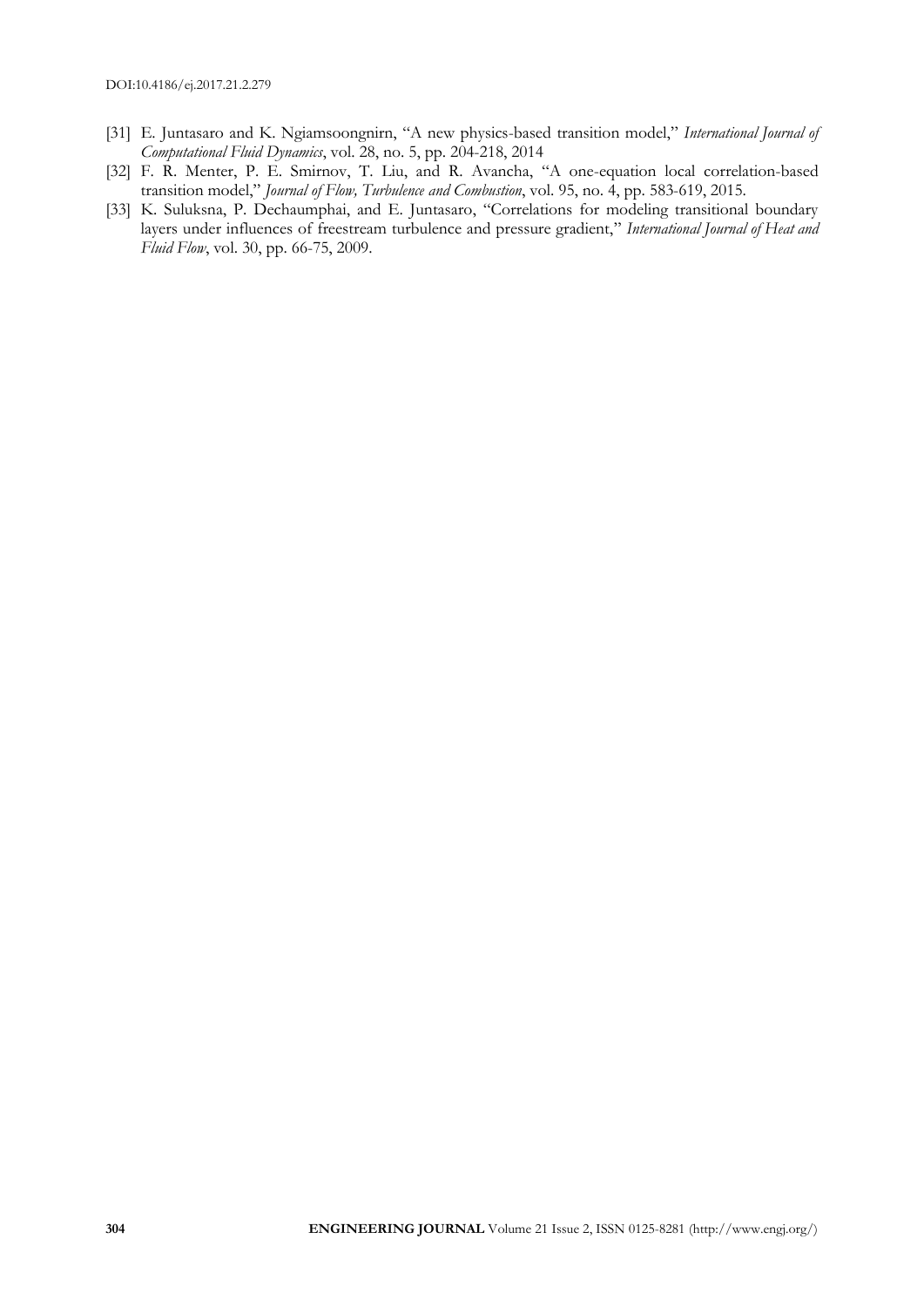[31] E. Juntasaro and K. Ngiamsoongnirn, "A new physics-based transition model," *International Journal of Computational Fluid Dynamics*, vol. 28, no. 5, pp. 204-218, 2014

[32] F. R. Menter, P. E. Smirnov, T. Liu, and R. Avancha, "A one-equation local correlation-based transition model," *Journal of Flow, Turbulence and Combustion*, vol. 95, no. 4, pp. 583-619, 2015.

[33] K. Suluksna, P. Dechaumphai, and E. Juntasaro, "Correlations for modeling transitional boundary layers under influences of freestream turbulence and pressure gradient," *International Journal of Heat and Fluid Flow*, vol. 30, pp. 66-75, 2009.